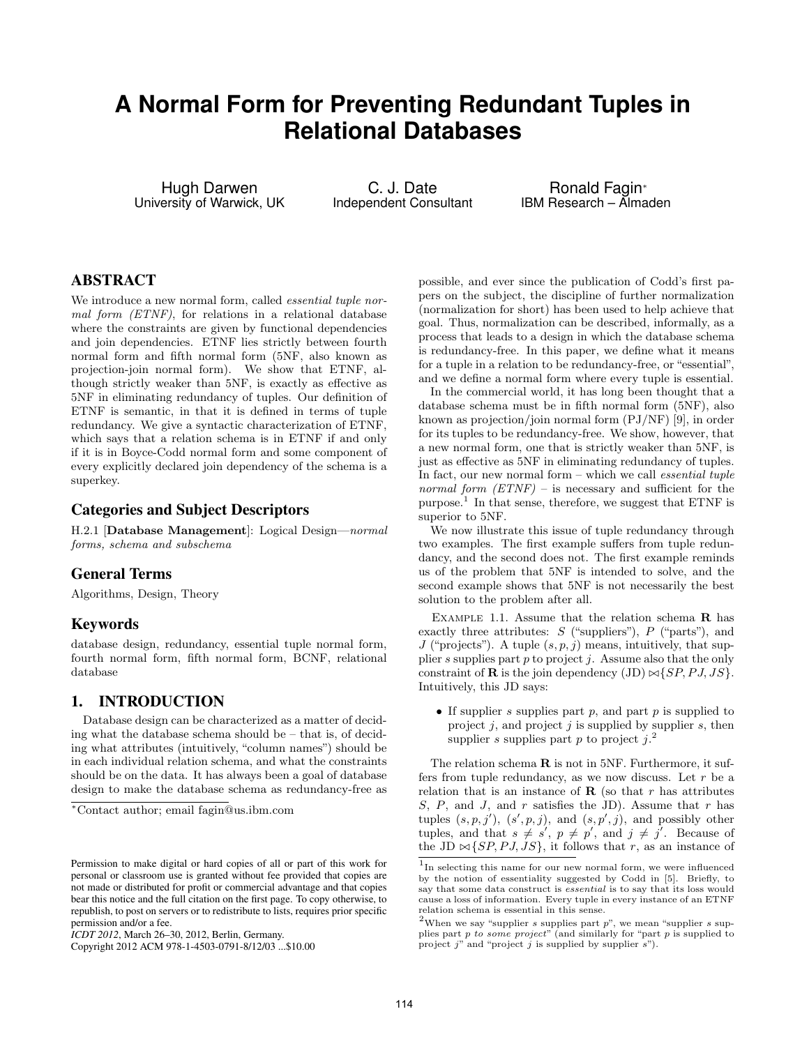# A Normal Form for Preventing Redundant Tuples in Relational Databases

Hugh Darwen
University of Warwick, UK

C. J. Date
Independent Consultant

Ronald Fagin*
IBM Research – Almaden

## ABSTRACT

We introduce a new normal form, called *essential tuple normal form (ETNF)*, for relations in a relational database where the constraints are given by functional dependencies and join dependencies. ETNF lies strictly between fourth normal form and fifth normal form (5NF, also known as projection-join normal form). We show that ETNF, although strictly weaker than 5NF, is exactly as effective as 5NF in eliminating redundancy of tuples. Our definition of ETNF is semantic, in that it is defined in terms of tuple redundancy. We give a syntactic characterization of ETNF, which says that a relation schema is in ETNF if and only if it is in Boyce-Codd normal form and some component of every explicitly declared join dependency of the schema is a superkey.

## Categories and Subject Descriptors

H.2.1 [**Database Management**]: Logical Design—*normal forms, schema and subschema*

## General Terms

Algorithms, Design, Theory

## Keywords

database design, redundancy, essential tuple normal form, fourth normal form, fifth normal form, BCNF, relational database

## 1. INTRODUCTION

Database design can be characterized as a matter of deciding what the database schema should be – that is, of deciding what attributes (intuitively, "column names") should be in each individual relation schema, and what the constraints should be on the data. It has always been a goal of database design to make the database schema as redundancy-free as possible, and ever since the publication of Codd's first papers on the subject, the discipline of further normalization (normalization for short) has been used to help achieve that goal. Thus, normalization can be described, informally, as a process that leads to a design in which the database schema is redundancy-free. In this paper, we define what it means for a tuple in a relation to be redundancy-free, or "essential", and we define a normal form where every tuple is essential.

In the commercial world, it has long been thought that a database schema must be in fifth normal form (5NF), also known as projection/join normal form (PJ/NF) [9], in order for its tuples to be redundancy-free. We show, however, that a new normal form, one that is strictly weaker than 5NF, is just as effective as 5NF in eliminating redundancy of tuples. In fact, our new normal form – which we call *essential tuple normal form (ETNF)* – is necessary and sufficient for the purpose.[1] In that sense, therefore, we suggest that ETNF is superior to 5NF.

We now illustrate this issue of tuple redundancy through two examples. The first example suffers from tuple redundancy, and the second does not. The first example reminds us of the problem that 5NF is intended to solve, and the second example shows that 5NF is not necessarily the best solution to the problem after all.

Example 1.1. Assume that the relation schema $\mathbf{R}$ has exactly three attributes: $S$ ("suppliers"), $P$ ("parts"), and $J$ ("projects"). A tuple $(s, p, j)$ means, intuitively, that supplier $s$ supplies part $p$ to project $j$. Assume also that the only constraint of $\mathbf{R}$ is the join dependency (JD) $\bowtie\{SP, PJ, JS\}$. Intuitively, this JD says:

- If supplier $s$ supplies part $p$, and part $p$ is supplied to project $j$, and project $j$ is supplied by supplier $s$, then supplier $s$ supplies part $p$ to project $j$.[2]

The relation schema $\mathbf{R}$ is not in 5NF. Furthermore, it suffers from tuple redundancy, as we now discuss. Let $r$ be a relation that is an instance of $\mathbf{R}$ (so that $r$ has attributes $S$, $P$, and $J$, and $r$ satisfies the JD). Assume that $r$ has tuples $(s, p, j')$, $(s', p, j)$, and $(s, p', j)$, and possibly other tuples, and that $s \neq s'$, $p \neq p'$, and $j \neq j'$. Because of the JD $\bowtie\{SP, PJ, JS\}$, it follows that $r$, as an instance of

---

*Contact author; email fagin@us.ibm.com

Permission to make digital or hard copies of all or part of this work for personal or classroom use is granted without fee provided that copies are not made or distributed for profit or commercial advantage and that copies bear this notice and the full citation on the first page. To copy otherwise, to republish, to post on servers or to redistribute to lists, requires prior specific permission and/or a fee.
*ICDT 2012*, March 26–30, 2012, Berlin, Germany.
Copyright 2012 ACM 978-1-4503-0791-8/12/03 ...$10.00

[1] In selecting this name for our new normal form, we were influenced by the notion of essentiality suggested by Codd in [5]. Briefly, to say that some data construct is *essential* is to say that its loss would cause a loss of information. Every tuple in every instance of an ETNF relation schema is essential in this sense.

[2] When we say "supplier $s$ supplies part $p$", we mean "supplier $s$ supplies part $p$ *to some project*" (and similarly for "part $p$ is supplied to project $j$" and "project $j$ is supplied by supplier $s$").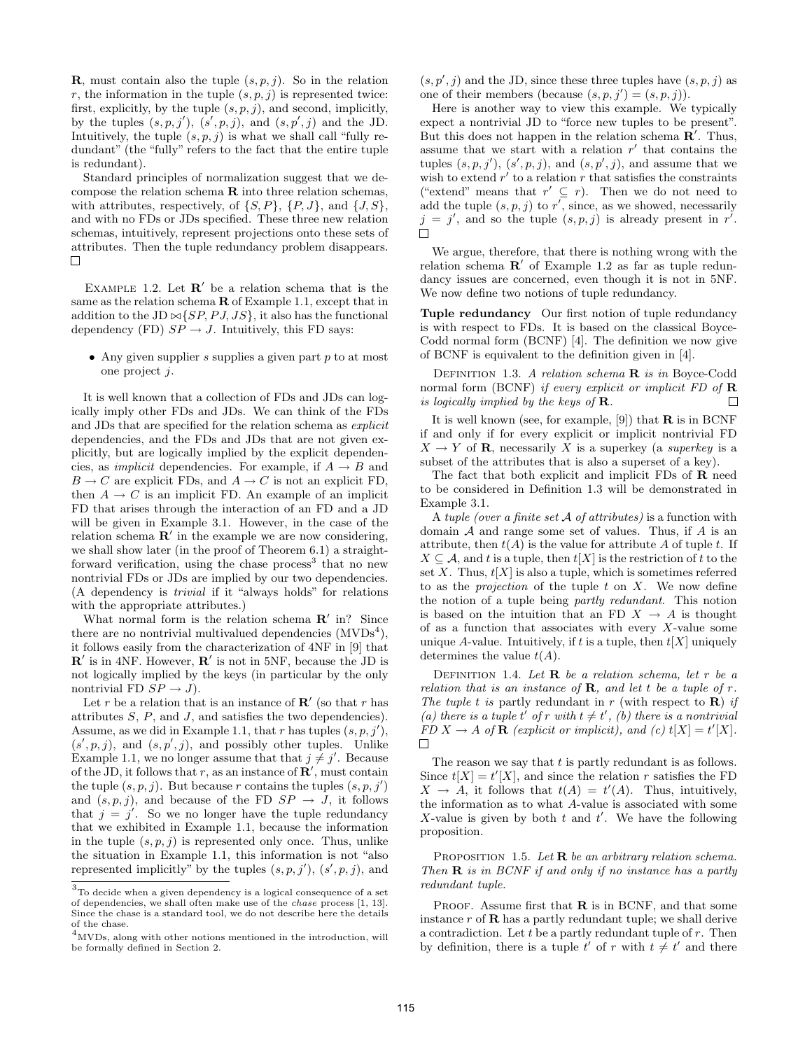**R**, must contain also the tuple $(s, p, j)$. So in the relation $r$, the information in the tuple $(s, p, j)$ is represented twice: first, explicitly, by the tuple $(s, p, j)$, and second, implicitly, by the tuples $(s, p, j')$, $(s', p, j)$, and $(s, p', j)$ and the JD. Intuitively, the tuple $(s, p, j)$ is what we shall call "fully redundant" (the "fully" refers to the fact that the entire tuple is redundant).

Standard principles of normalization suggest that we decompose the relation schema **R** into three relation schemas, with attributes, respectively, of $\{S, P\}$, $\{P, J\}$, and $\{J, S\}$, and with no FDs or JDs specified. These three new relation schemas, intuitively, represent projections onto these sets of attributes. Then the tuple redundancy problem disappears. □

Example 1.2. Let $\mathbf{R}'$ be a relation schema that is the same as the relation schema **R** of Example 1.1, except that in addition to the JD $\bowtie\{SP, PJ, JS\}$, it also has the functional dependency (FD) $SP \to J$. Intuitively, this FD says:

- Any given supplier $s$ supplies a given part $p$ to at most one project $j$.

It is well known that a collection of FDs and JDs can logically imply other FDs and JDs. We can think of the FDs and JDs that are specified for the relation schema as *explicit* dependencies, and the FDs and JDs that are not given explicitly, but are logically implied by the explicit dependencies, as *implicit* dependencies. For example, if $A \to B$ and $B \to C$ are explicit FDs, and $A \to C$ is not an explicit FD, then $A \to C$ is an implicit FD. An example of an implicit FD that arises through the interaction of an FD and a JD will be given in Example 3.1. However, in the case of the relation schema $\mathbf{R}'$ in the example we are now considering, we shall show later (in the proof of Theorem 6.1) a straightforward verification, using the chase process[3] that no new nontrivial FDs or JDs are implied by our two dependencies. (A dependency is *trivial* if it "always holds" for relations with the appropriate attributes.)

What normal form is the relation schema $\mathbf{R}'$ in? Since there are no nontrivial multivalued dependencies (MVDs[4]), it follows easily from the characterization of 4NF in [9] that $\mathbf{R}'$ is in 4NF. However, $\mathbf{R}'$ is not in 5NF, because the JD is not logically implied by the keys (in particular by the only nontrivial FD $SP \to J$).

Let $r$ be a relation that is an instance of $\mathbf{R}'$ (so that $r$ has attributes $S$, $P$, and $J$, and satisfies the two dependencies). Assume, as we did in Example 1.1, that $r$ has tuples $(s, p, j')$, $(s', p, j)$, and $(s, p', j)$, and possibly other tuples. Unlike Example 1.1, we no longer assume that that $j \neq j'$. Because of the JD, it follows that $r$, as an instance of $\mathbf{R}'$, must contain the tuple $(s, p, j)$. But because $r$ contains the tuples $(s, p, j')$ and $(s, p, j)$, and because of the FD $SP \to J$, it follows that $j = j'$. So we no longer have the tuple redundancy that we exhibited in Example 1.1, because the information in the tuple $(s, p, j)$ is represented only once. Thus, unlike the situation in Example 1.1, this information is not "also represented implicitly" by the tuples $(s, p, j')$, $(s', p, j)$, and $(s, p', j)$ and the JD, since these three tuples have $(s, p, j)$ as one of their members (because $(s, p, j') = (s, p, j)$).

Here is another way to view this example. We typically expect a nontrivial JD to "force new tuples to be present". But this does not happen in the relation schema $\mathbf{R}'$. Thus, assume that we start with a relation $r'$ that contains the tuples $(s, p, j')$, $(s', p, j)$, and $(s, p', j)$, and assume that we wish to extend $r'$ to a relation $r$ that satisfies the constraints ("extend" means that $r' \subseteq r$). Then we do not need to add the tuple $(s, p, j)$ to $r'$, since, as we showed, necessarily $j = j'$, and so the tuple $(s, p, j)$ is already present in $r'$. □

We argue, therefore, that there is nothing wrong with the relation schema $\mathbf{R}'$ of Example 1.2 as far as tuple redundancy issues are concerned, even though it is not in 5NF. We now define two notions of tuple redundancy.

**Tuple redundancy** Our first notion of tuple redundancy is with respect to FDs. It is based on the classical Boyce-Codd normal form (BCNF) [4]. The definition we now give of BCNF is equivalent to the definition given in [4].

Definition 1.3. *A relation schema* **R** *is in* Boyce-Codd normal form (BCNF) *if every explicit or implicit FD of* **R** *is logically implied by the keys of* **R**. □

It is well known (see, for example, [9]) that **R** is in BCNF if and only if for every explicit or implicit nontrivial FD $X \to Y$ of **R**, necessarily $X$ is a superkey (a *superkey* is a subset of the attributes that is also a superset of a key).

The fact that both explicit and implicit FDs of **R** need to be considered in Definition 1.3 will be demonstrated in Example 3.1.

A *tuple (over a finite set $\mathcal{A}$ of attributes)* is a function with domain $\mathcal{A}$ and range some set of values. Thus, if $A$ is an attribute, then $t(A)$ is the value for attribute $A$ of tuple $t$. If $X \subseteq \mathcal{A}$, and $t$ is a tuple, then $t[X]$ is the restriction of $t$ to the set $X$. Thus, $t[X]$ is also a tuple, which is sometimes referred to as the *projection* of the tuple $t$ on $X$. We now define the notion of a tuple being *partly redundant*. This notion is based on the intuition that an FD $X \to A$ is thought of as a function that associates with every $X$-value some unique $A$-value. Intuitively, if $t$ is a tuple, then $t[X]$ uniquely determines the value $t(A)$.

Definition 1.4. *Let* **R** *be a relation schema, let $r$ be a relation that is an instance of* **R**, *and let $t$ be a tuple of $r$. The tuple $t$ is* partly redundant *in $r$ (with respect to* **R**) *if (a) there is a tuple $t'$ of $r$ with $t \neq t'$, (b) there is a nontrivial FD $X \to A$ of* **R** *(explicit or implicit), and (c) $t[X] = t'[X]$.* □

The reason we say that $t$ is partly redundant is as follows. Since $t[X] = t'[X]$, and since the relation $r$ satisfies the FD $X \to A$, it follows that $t(A) = t'(A)$. Thus, intuitively, the information as to what $A$-value is associated with some $X$-value is given by both $t$ and $t'$. We have the following proposition.

Proposition 1.5. *Let* **R** *be an arbitrary relation schema. Then* **R** *is in BCNF if and only if no instance has a partly redundant tuple.*

Proof. Assume first that **R** is in BCNF, and that some instance $r$ of **R** has a partly redundant tuple; we shall derive a contradiction. Let $t$ be a partly redundant tuple of $r$. Then by definition, there is a tuple $t'$ of $r$ with $t \neq t'$ and there

[3] To decide when a given dependency is a logical consequence of a set of dependencies, we shall often make use of the *chase* process [1, 13]. Since the chase is a standard tool, we do not describe here the details of the chase.

[4] MVDs, along with other notions mentioned in the introduction, will be formally defined in Section 2.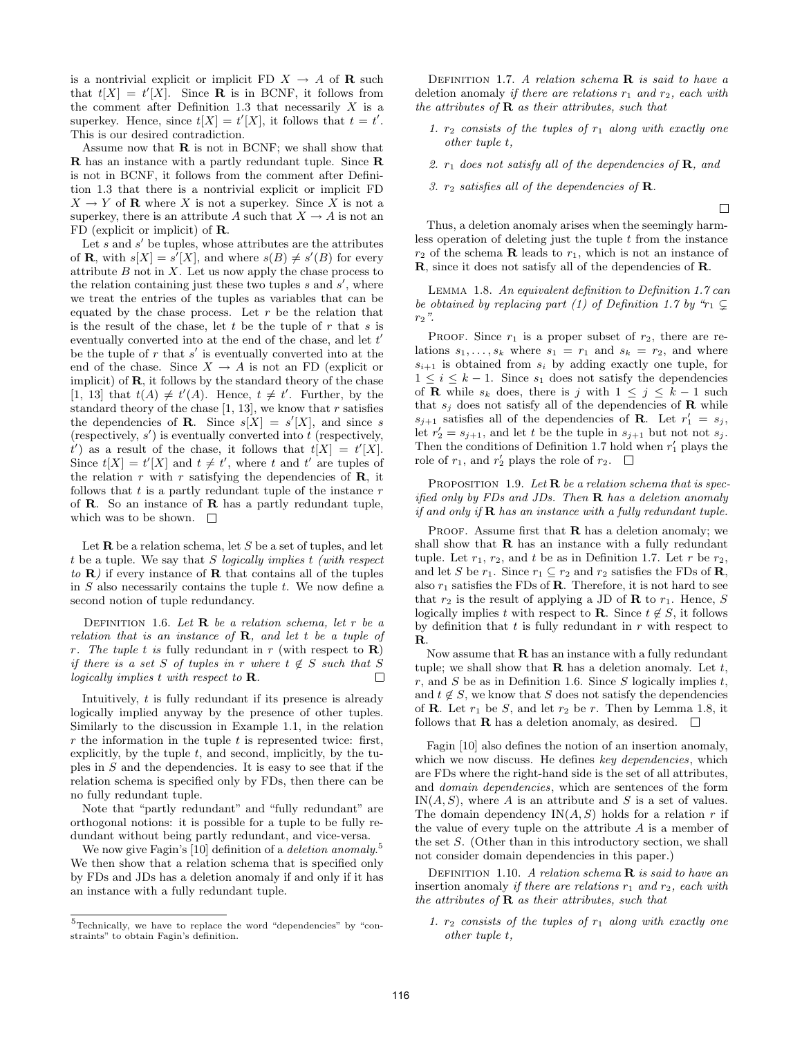is a nontrivial explicit or implicit FD $X \to A$ of $\mathbf{R}$ such that $t[X] = t'[X]$. Since $\mathbf{R}$ is in BCNF, it follows from the comment after Definition 1.3 that necessarily $X$ is a superkey. Hence, since $t[X] = t'[X]$, it follows that $t = t'$. This is our desired contradiction.

Assume now that $\mathbf{R}$ is not in BCNF; we shall show that $\mathbf{R}$ has an instance with a partly redundant tuple. Since $\mathbf{R}$ is not in BCNF, it follows from the comment after Definition 1.3 that there is a nontrivial explicit or implicit FD $X \to Y$ of $\mathbf{R}$ where $X$ is not a superkey. Since $X$ is not a superkey, there is an attribute $A$ such that $X \to A$ is not an FD (explicit or implicit) of $\mathbf{R}$.

Let $s$ and $s'$ be tuples, whose attributes are the attributes of $\mathbf{R}$, with $s[X] = s'[X]$, and where $s(B) \neq s'(B)$ for every attribute $B$ not in $X$. Let us now apply the chase process to the relation containing just these two tuples $s$ and $s'$, where we treat the entries of the tuples as variables that can be equated by the chase process. Let $r$ be the relation that is the result of the chase, let $t$ be the tuple of $r$ that $s$ is eventually converted into at the end of the chase, and let $t'$ be the tuple of $r$ that $s'$ is eventually converted into at the end of the chase. Since $X \to A$ is not an FD (explicit or implicit) of $\mathbf{R}$, it follows by the standard theory of the chase [1, 13] that $t(A) \neq t'(A)$. Hence, $t \neq t'$. Further, by the standard theory of the chase [1, 13], we know that $r$ satisfies the dependencies of $\mathbf{R}$. Since $s[X] = s'[X]$, and since $s$ (respectively, $s'$) is eventually converted into $t$ (respectively, $t'$) as a result of the chase, it follows that $t[X] = t'[X]$. Since $t[X] = t'[X]$ and $t \neq t'$, where $t$ and $t'$ are tuples of the relation $r$ with $r$ satisfying the dependencies of $\mathbf{R}$, it follows that $t$ is a partly redundant tuple of the instance $r$ of $\mathbf{R}$. So an instance of $\mathbf{R}$ has a partly redundant tuple, which was to be shown. $\square$

Let $\mathbf{R}$ be a relation schema, let $S$ be a set of tuples, and let $t$ be a tuple. We say that $S$ *logically implies* $t$ *(with respect to* $\mathbf{R}$*)* if every instance of $\mathbf{R}$ that contains all of the tuples in $S$ also necessarily contains the tuple $t$. We now define a second notion of tuple redundancy.

Definition 1.6. *Let $\mathbf{R}$ be a relation schema, let $r$ be a relation that is an instance of $\mathbf{R}$, and let $t$ be a tuple of $r$. The tuple $t$ is* fully redundant *in $r$ (with respect to $\mathbf{R}$) if there is a set $S$ of tuples in $r$ where $t \notin S$ such that $S$ logically implies $t$ with respect to $\mathbf{R}$.* $\square$

Intuitively, $t$ is fully redundant if its presence is already logically implied anyway by the presence of other tuples. Similarly to the discussion in Example 1.1, in the relation $r$ the information in the tuple $t$ is represented twice: first, explicitly, by the tuple $t$, and second, implicitly, by the tuples in $S$ and the dependencies. It is easy to see that if the relation schema is specified only by FDs, then there can be no fully redundant tuple.

Note that "partly redundant" and "fully redundant" are orthogonal notions: it is possible for a tuple to be fully redundant without being partly redundant, and vice-versa.

We now give Fagin's [10] definition of a *deletion anomaly*.[5] We then show that a relation schema that is specified only by FDs and JDs has a deletion anomaly if and only if it has an instance with a fully redundant tuple.

[5] Technically, we have to replace the word "dependencies" by "constraints" to obtain Fagin's definition.

Definition 1.7. *A relation schema $\mathbf{R}$ is said to have a* deletion anomaly *if there are relations $r_1$ and $r_2$, each with the attributes of $\mathbf{R}$ as their attributes, such that*

1. *$r_2$ consists of the tuples of $r_1$ along with exactly one other tuple $t$,*
2. *$r_1$ does not satisfy all of the dependencies of $\mathbf{R}$, and*
3. *$r_2$ satisfies all of the dependencies of $\mathbf{R}$.*

$\square$

Thus, a deletion anomaly arises when the seemingly harmless operation of deleting just the tuple $t$ from the instance $r_2$ of the schema $\mathbf{R}$ leads to $r_1$, which is not an instance of $\mathbf{R}$, since it does not satisfy all of the dependencies of $\mathbf{R}$.

Lemma 1.8. *An equivalent definition to Definition 1.7 can be obtained by replacing part (1) of Definition 1.7 by "$r_1 \subsetneq r_2$".*

Proof. Since $r_1$ is a proper subset of $r_2$, there are relations $s_1, \ldots, s_k$ where $s_1 = r_1$ and $s_k = r_2$, and where $s_{i+1}$ is obtained from $s_i$ by adding exactly one tuple, for $1 \leq i \leq k-1$. Since $s_1$ does not satisfy the dependencies of $\mathbf{R}$ while $s_k$ does, there is $j$ with $1 \leq j \leq k-1$ such that $s_j$ does not satisfy all of the dependencies of $\mathbf{R}$ while $s_{j+1}$ satisfies all of the dependencies of $\mathbf{R}$. Let $r'_1 = s_j$, let $r'_2 = s_{j+1}$, and let $t$ be the tuple in $s_{j+1}$ but not $s_j$. Then the conditions of Definition 1.7 hold when $r'_1$ plays the role of $r_1$, and $r'_2$ plays the role of $r_2$. $\square$

Proposition 1.9. *Let $\mathbf{R}$ be a relation schema that is specified only by FDs and JDs. Then $\mathbf{R}$ has a deletion anomaly if and only if $\mathbf{R}$ has an instance with a fully redundant tuple.*

Proof. Assume first that $\mathbf{R}$ has a deletion anomaly; we shall show that $\mathbf{R}$ has an instance with a fully redundant tuple. Let $r_1$, $r_2$, and $t$ be as in Definition 1.7. Let $r$ be $r_2$, and let $S$ be $r_1$. Since $r_1 \subseteq r_2$ and $r_2$ satisfies the FDs of $\mathbf{R}$, also $r_1$ satisfies the FDs of $\mathbf{R}$. Therefore, it is not hard to see that $r_2$ is the result of applying a JD of $\mathbf{R}$ to $r_1$. Hence, $S$ logically implies $t$ with respect to $\mathbf{R}$. Since $t \notin S$, it follows by definition that $t$ is fully redundant in $r$ with respect to $\mathbf{R}$.

Now assume that $\mathbf{R}$ has an instance with a fully redundant tuple; we shall show that $\mathbf{R}$ has a deletion anomaly. Let $t$, $r$, and $S$ be as in Definition 1.6. Since $S$ logically implies $t$, and $t \notin S$, we know that $S$ does not satisfy the dependencies of $\mathbf{R}$. Let $r_1$ be $S$, and let $r_2$ be $r$. Then by Lemma 1.8, it follows that $\mathbf{R}$ has a deletion anomaly, as desired. $\square$

Fagin [10] also defines the notion of an insertion anomaly, which we now discuss. He defines *key dependencies*, which are FDs where the right-hand side is the set of all attributes, and *domain dependencies*, which are sentences of the form $\mathrm{IN}(A, S)$, where $A$ is an attribute and $S$ is a set of values. The domain dependency $\mathrm{IN}(A, S)$ holds for a relation $r$ if the value of every tuple on the attribute $A$ is a member of the set $S$. (Other than in this introductory section, we shall not consider domain dependencies in this paper.)

Definition 1.10. *A relation schema $\mathbf{R}$ is said to have an* insertion anomaly *if there are relations $r_1$ and $r_2$, each with the attributes of $\mathbf{R}$ as their attributes, such that*

1. *$r_2$ consists of the tuples of $r_1$ along with exactly one other tuple $t$,*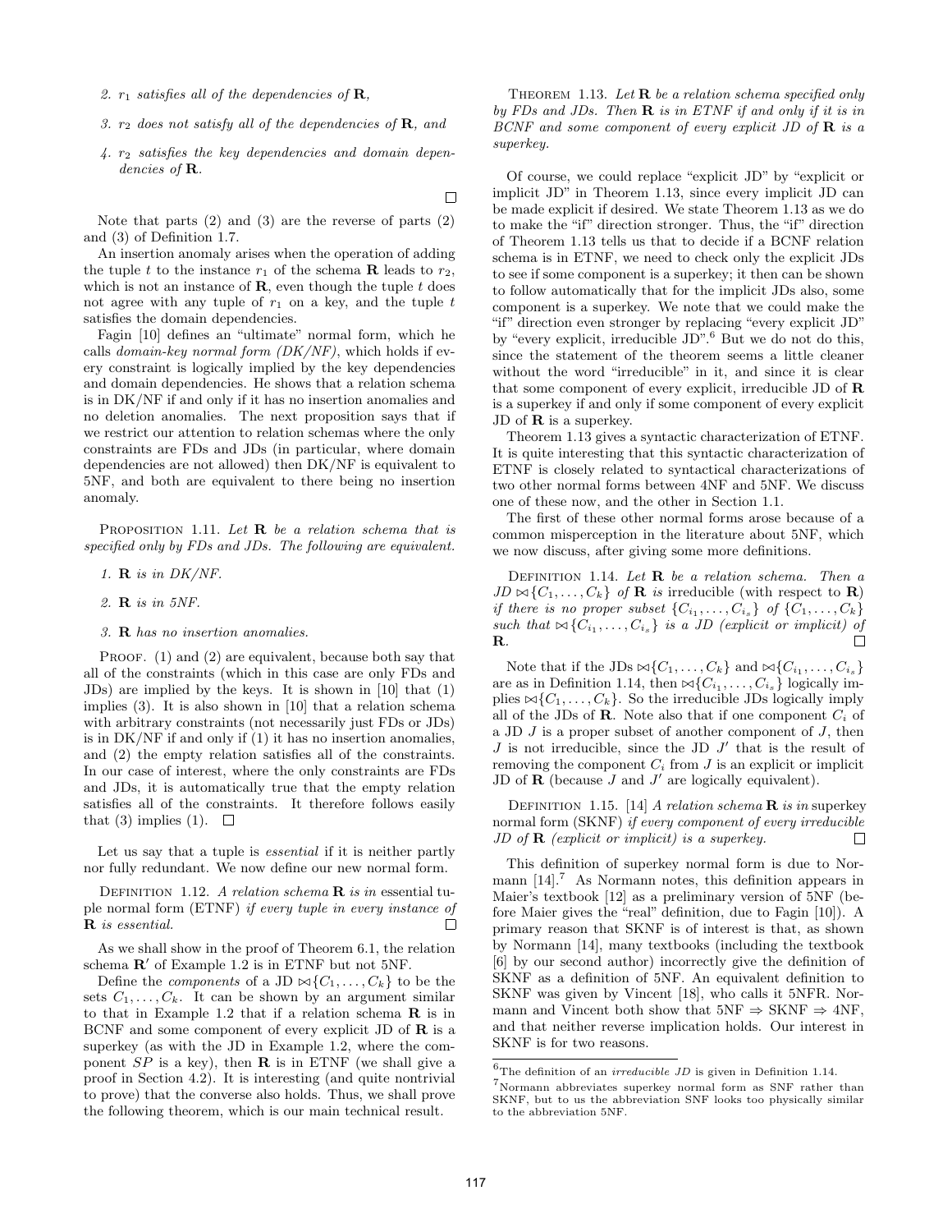2. $r_1$ *satisfies all of the dependencies of* $\mathbf{R}$*,*

3. $r_2$ *does not satisfy all of the dependencies of* $\mathbf{R}$*, and*

4. $r_2$ *satisfies the key dependencies and domain dependencies of* $\mathbf{R}$*.*

□

Note that parts (2) and (3) are the reverse of parts (2) and (3) of Definition 1.7.

An insertion anomaly arises when the operation of adding the tuple $t$ to the instance $r_1$ of the schema $\mathbf{R}$ leads to $r_2$, which is not an instance of $\mathbf{R}$, even though the tuple $t$ does not agree with any tuple of $r_1$ on a key, and the tuple $t$ satisfies the domain dependencies.

Fagin [10] defines an "ultimate" normal form, which he calls *domain-key normal form (DK/NF)*, which holds if every constraint is logically implied by the key dependencies and domain dependencies. He shows that a relation schema is in DK/NF if and only if it has no insertion anomalies and no deletion anomalies. The next proposition says that if we restrict our attention to relation schemas where the only constraints are FDs and JDs (in particular, where domain dependencies are not allowed) then DK/NF is equivalent to 5NF, and both are equivalent to there being no insertion anomaly.

PROPOSITION 1.11. *Let* $\mathbf{R}$ *be a relation schema that is specified only by FDs and JDs. The following are equivalent.*

1. $\mathbf{R}$ *is in DK/NF.*

2. $\mathbf{R}$ *is in 5NF.*

3. $\mathbf{R}$ *has no insertion anomalies.*

PROOF. (1) and (2) are equivalent, because both say that all of the constraints (which in this case are only FDs and JDs) are implied by the keys. It is shown in [10] that (1) implies (3). It is also shown in [10] that a relation schema with arbitrary constraints (not necessarily just FDs or JDs) is in DK/NF if and only if (1) it has no insertion anomalies, and (2) the empty relation satisfies all of the constraints. In our case of interest, where the only constraints are FDs and JDs, it is automatically true that the empty relation satisfies all of the constraints. It therefore follows easily that (3) implies (1). □

Let us say that a tuple is *essential* if it is neither partly nor fully redundant. We now define our new normal form.

DEFINITION 1.12. *A relation schema* $\mathbf{R}$ *is in* essential tuple normal form (ETNF) *if every tuple in every instance of* $\mathbf{R}$ *is essential.* □

As we shall show in the proof of Theorem 6.1, the relation schema $\mathbf{R}'$ of Example 1.2 is in ETNF but not 5NF.

Define the *components* of a JD $\bowtie\{C_1, \ldots, C_k\}$ to be the sets $C_1, \ldots, C_k$. It can be shown by an argument similar to that in Example 1.2 that if a relation schema $\mathbf{R}$ is in BCNF and some component of every explicit JD of $\mathbf{R}$ is a superkey (as with the JD in Example 1.2, where the component $SP$ is a key), then $\mathbf{R}$ is in ETNF (we shall give a proof in Section 4.2). It is interesting (and quite nontrivial to prove) that the converse also holds. Thus, we shall prove the following theorem, which is our main technical result.

THEOREM 1.13. *Let* $\mathbf{R}$ *be a relation schema specified only by FDs and JDs. Then* $\mathbf{R}$ *is in ETNF if and only if it is in BCNF and some component of every explicit JD of* $\mathbf{R}$ *is a superkey.*

Of course, we could replace "explicit JD" by "explicit or implicit JD" in Theorem 1.13, since every implicit JD can be made explicit if desired. We state Theorem 1.13 as we do to make the "if" direction stronger. Thus, the "if" direction of Theorem 1.13 tells us that to decide if a BCNF relation schema is in ETNF, we need to check only the explicit JDs to see if some component is a superkey; it then can be shown to follow automatically that for the implicit JDs also, some component is a superkey. We note that we could make the "if" direction even stronger by replacing "every explicit JD" by "every explicit, irreducible JD".[6] But we do not do this, since the statement of the theorem seems a little cleaner without the word "irreducible" in it, and since it is clear that some component of every explicit, irreducible JD of $\mathbf{R}$ is a superkey if and only if some component of every explicit JD of $\mathbf{R}$ is a superkey.

Theorem 1.13 gives a syntactic characterization of ETNF. It is quite interesting that this syntactic characterization of ETNF is closely related to syntactical characterizations of two other normal forms between 4NF and 5NF. We discuss one of these now, and the other in Section 1.1.

The first of these other normal forms arose because of a common misperception in the literature about 5NF, which we now discuss, after giving some more definitions.

DEFINITION 1.14. *Let* $\mathbf{R}$ *be a relation schema. Then a JD* $\bowtie\{C_1, \ldots, C_k\}$ *of* $\mathbf{R}$ *is* irreducible (with respect to $\mathbf{R}$) *if there is no proper subset* $\{C_{i_1}, \ldots, C_{i_s}\}$ *of* $\{C_1, \ldots, C_k\}$ *such that* $\bowtie\{C_{i_1}, \ldots, C_{i_s}\}$ *is a JD (explicit or implicit) of* $\mathbf{R}$*.* □

Note that if the JDs $\bowtie\{C_1, \ldots, C_k\}$ and $\bowtie\{C_{i_1}, \ldots, C_{i_s}\}$ are as in Definition 1.14, then $\bowtie\{C_{i_1}, \ldots, C_{i_s}\}$ logically implies $\bowtie\{C_1, \ldots, C_k\}$. So the irreducible JDs logically imply all of the JDs of $\mathbf{R}$. Note also that if one component $C_i$ of a JD $J$ is a proper subset of another component of $J$, then $J$ is not irreducible, since the JD $J'$ that is the result of removing the component $C_i$ from $J$ is an explicit or implicit JD of $\mathbf{R}$ (because $J$ and $J'$ are logically equivalent).

DEFINITION 1.15. [14] *A relation schema* $\mathbf{R}$ *is in* superkey normal form (SKNF) *if every component of every irreducible JD of* $\mathbf{R}$ *(explicit or implicit) is a superkey.* □

This definition of superkey normal form is due to Normann [14].[7] As Normann notes, this definition appears in Maier's textbook [12] as a preliminary version of 5NF (before Maier gives the "real" definition, due to Fagin [10]). A primary reason that SKNF is of interest is that, as shown by Normann [14], many textbooks (including the textbook [6] by our second author) incorrectly give the definition of SKNF as a definition of 5NF. An equivalent definition to SKNF was given by Vincent [18], who calls it 5NFR. Normann and Vincent both show that 5NF $\Rightarrow$ SKNF $\Rightarrow$ 4NF, and that neither reverse implication holds. Our interest in SKNF is for two reasons.

---

[6] The definition of an *irreducible JD* is given in Definition 1.14.

[7] Normann abbreviates superkey normal form as SNF rather than SKNF, but to us the abbreviation SNF looks too physically similar to the abbreviation 5NF.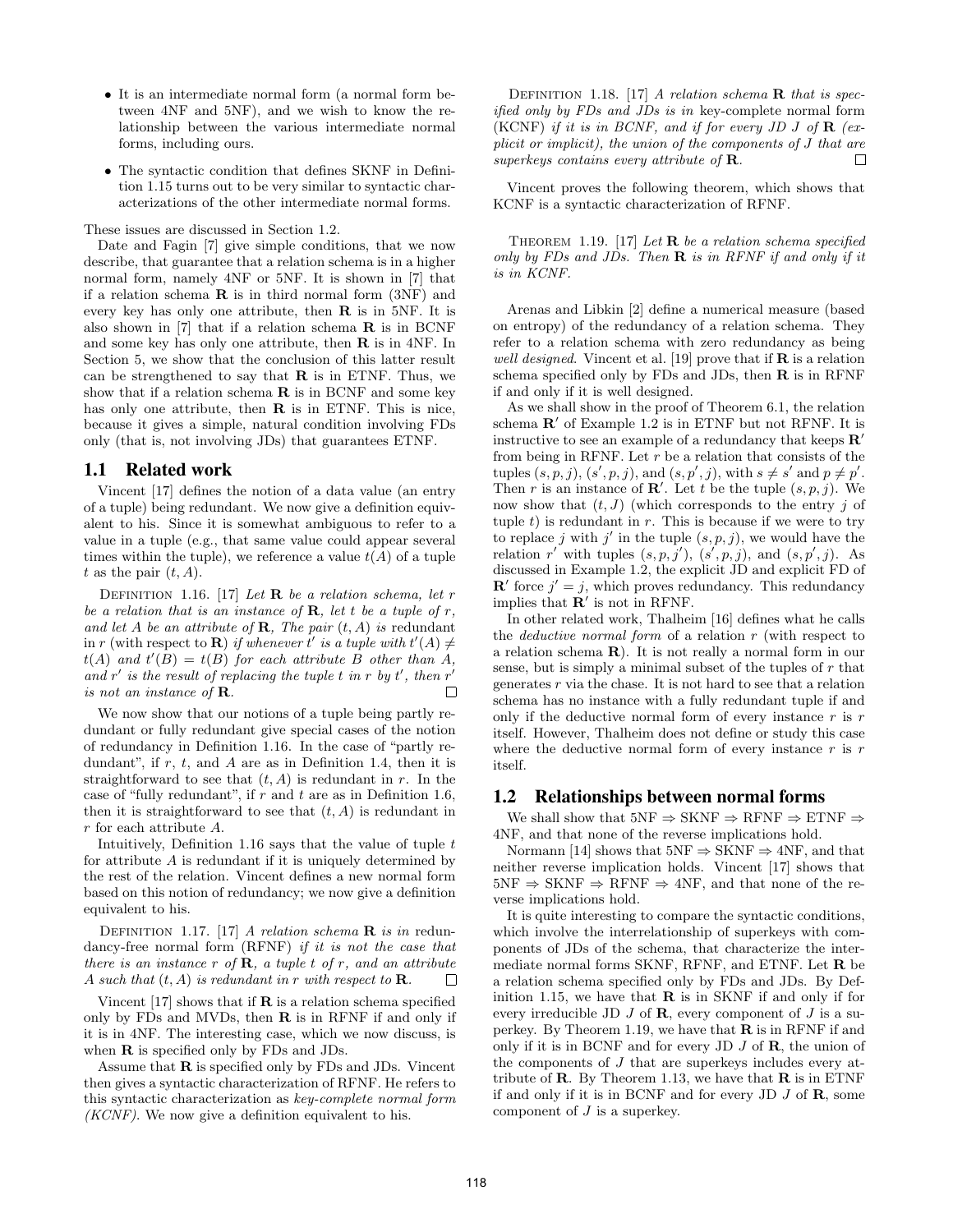- It is an intermediate normal form (a normal form between 4NF and 5NF), and we wish to know the relationship between the various intermediate normal forms, including ours.
- The syntactic condition that defines SKNF in Definition 1.15 turns out to be very similar to syntactic characterizations of the other intermediate normal forms.

These issues are discussed in Section 1.2.

Date and Fagin [7] give simple conditions, that we now describe, that guarantee that a relation schema is in a higher normal form, namely 4NF or 5NF. It is shown in [7] that if a relation schema $\mathbf{R}$ is in third normal form (3NF) and every key has only one attribute, then $\mathbf{R}$ is in 5NF. It is also shown in [7] that if a relation schema $\mathbf{R}$ is in BCNF and some key has only one attribute, then $\mathbf{R}$ is in 4NF. In Section 5, we show that the conclusion of this latter result can be strengthened to say that $\mathbf{R}$ is in ETNF. Thus, we show that if a relation schema $\mathbf{R}$ is in BCNF and some key has only one attribute, then $\mathbf{R}$ is in ETNF. This is nice, because it gives a simple, natural condition involving FDs only (that is, not involving JDs) that guarantees ETNF.

## 1.1 Related work

Vincent [17] defines the notion of a data value (an entry of a tuple) being redundant. We now give a definition equivalent to his. Since it is somewhat ambiguous to refer to a value in a tuple (e.g., that same value could appear several times within the tuple), we reference a value $t(A)$ of a tuple $t$ as the pair $(t, A)$.

DEFINITION 1.16. [17] *Let $\mathbf{R}$ be a relation schema, let $r$ be a relation that is an instance of $\mathbf{R}$, let $t$ be a tuple of $r$, and let $A$ be an attribute of $\mathbf{R}$, The pair $(t, A)$ is* redundant *in $r$ (with respect to $\mathbf{R}$) if whenever $t'$ is a tuple with $t'(A) \neq t(A)$ and $t'(B) = t(B)$ for each attribute $B$ other than $A$, and $r'$ is the result of replacing the tuple $t$ in $r$ by $t'$, then $r'$ is not an instance of $\mathbf{R}$.* □

We now show that our notions of a tuple being partly redundant or fully redundant give special cases of the notion of redundancy in Definition 1.16. In the case of "partly redundant", if $r$, $t$, and $A$ are as in Definition 1.4, then it is straightforward to see that $(t, A)$ is redundant in $r$. In the case of "fully redundant", if $r$ and $t$ are as in Definition 1.6, then it is straightforward to see that $(t, A)$ is redundant in $r$ for each attribute $A$.

Intuitively, Definition 1.16 says that the value of tuple $t$ for attribute $A$ is redundant if it is uniquely determined by the rest of the relation. Vincent defines a new normal form based on this notion of redundancy; we now give a definition equivalent to his.

DEFINITION 1.17. [17] *A relation schema $\mathbf{R}$ is in* redundancy-free normal form *(RFNF) if it is not the case that there is an instance $r$ of $\mathbf{R}$, a tuple $t$ of $r$, and an attribute $A$ such that $(t, A)$ is redundant in $r$ with respect to $\mathbf{R}$.* □

Vincent [17] shows that if $\mathbf{R}$ is a relation schema specified only by FDs and MVDs, then $\mathbf{R}$ is in RFNF if and only if it is in 4NF. The interesting case, which we now discuss, is when $\mathbf{R}$ is specified only by FDs and JDs.

Assume that $\mathbf{R}$ is specified only by FDs and JDs. Vincent then gives a syntactic characterization of RFNF. He refers to this syntactic characterization as *key-complete normal form (KCNF)*. We now give a definition equivalent to his.

DEFINITION 1.18. [17] *A relation schema $\mathbf{R}$ that is specified only by FDs and JDs is in* key-complete normal form *(KCNF) if it is in BCNF, and if for every JD $J$ of $\mathbf{R}$ (explicit or implicit), the union of the components of $J$ that are superkeys contains every attribute of $\mathbf{R}$.* □

Vincent proves the following theorem, which shows that KCNF is a syntactic characterization of RFNF.

THEOREM 1.19. [17] *Let $\mathbf{R}$ be a relation schema specified only by FDs and JDs. Then $\mathbf{R}$ is in RFNF if and only if it is in KCNF.*

Arenas and Libkin [2] define a numerical measure (based on entropy) of the redundancy of a relation schema. They refer to a relation schema with zero redundancy as being *well designed*. Vincent et al. [19] prove that if $\mathbf{R}$ is a relation schema specified only by FDs and JDs, then $\mathbf{R}$ is in RFNF if and only if it is well designed.

As we shall show in the proof of Theorem 6.1, the relation schema $\mathbf{R}'$ of Example 1.2 is in ETNF but not RFNF. It is instructive to see an example of a redundancy that keeps $\mathbf{R}'$ from being in RFNF. Let $r$ be a relation that consists of the tuples $(s, p, j)$, $(s', p, j)$, and $(s, p', j)$, with $s \neq s'$ and $p \neq p'$. Then $r$ is an instance of $\mathbf{R}'$. Let $t$ be the tuple $(s, p, j)$. We now show that $(t, J)$ (which corresponds to the entry $j$ of tuple $t$) is redundant in $r$. This is because if we were to try to replace $j$ with $j'$ in the tuple $(s, p, j)$, we would have the relation $r'$ with tuples $(s, p, j')$, $(s', p, j)$, and $(s, p', j)$. As discussed in Example 1.2, the explicit JD and explicit FD of $\mathbf{R}'$ force $j' = j$, which proves redundancy. This redundancy implies that $\mathbf{R}'$ is not in RFNF.

In other related work, Thalheim [16] defines what he calls the *deductive normal form* of a relation $r$ (with respect to a relation schema $\mathbf{R}$). It is not really a normal form in our sense, but is simply a minimal subset of the tuples of $r$ that generates $r$ via the chase. It is not hard to see that a relation schema has no instance with a fully redundant tuple if and only if the deductive normal form of every instance $r$ is $r$ itself. However, Thalheim does not define or study this case where the deductive normal form of every instance $r$ is $r$ itself.

## 1.2 Relationships between normal forms

We shall show that 5NF $\Rightarrow$ SKNF $\Rightarrow$ RFNF $\Rightarrow$ ETNF $\Rightarrow$ 4NF, and that none of the reverse implications hold.

Normann [14] shows that 5NF $\Rightarrow$ SKNF $\Rightarrow$ 4NF, and that neither reverse implication holds. Vincent [17] shows that 5NF $\Rightarrow$ SKNF $\Rightarrow$ RFNF $\Rightarrow$ 4NF, and that none of the reverse implications hold.

It is quite interesting to compare the syntactic conditions, which involve the interrelationship of superkeys with components of JDs of the schema, that characterize the intermediate normal forms SKNF, RFNF, and ETNF. Let $\mathbf{R}$ be a relation schema specified only by FDs and JDs. By Definition 1.15, we have that $\mathbf{R}$ is in SKNF if and only if for every irreducible JD $J$ of $\mathbf{R}$, every component of $J$ is a superkey. By Theorem 1.19, we have that $\mathbf{R}$ is in RFNF if and only if it is in BCNF and for every JD $J$ of $\mathbf{R}$, the union of the components of $J$ that are superkeys includes every attribute of $\mathbf{R}$. By Theorem 1.13, we have that $\mathbf{R}$ is in ETNF if and only if it is in BCNF and for every JD $J$ of $\mathbf{R}$, some component of $J$ is a superkey.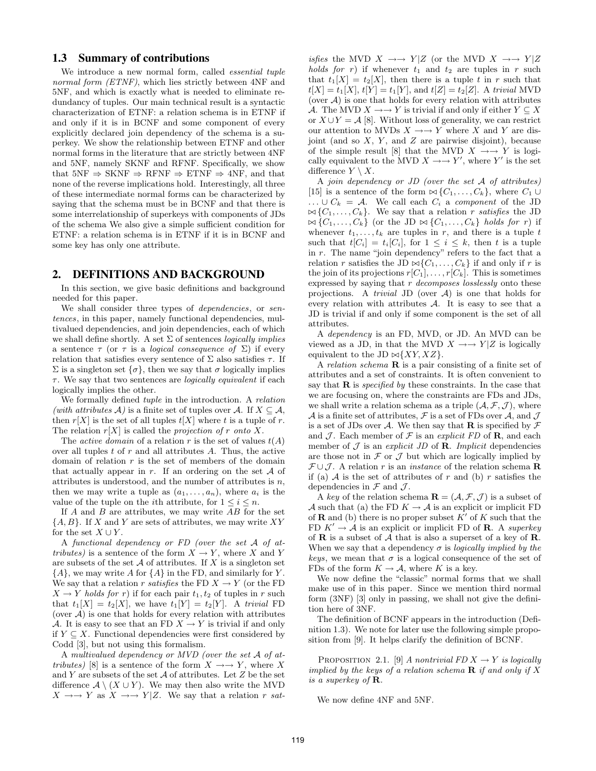### 1.3 Summary of contributions

We introduce a new normal form, called *essential tuple normal form (ETNF)*, which lies strictly between 4NF and 5NF, and which is exactly what is needed to eliminate redundancy of tuples. Our main technical result is a syntactic characterization of ETNF: a relation schema is in ETNF if and only if it is in BCNF and some component of every explicitly declared join dependency of the schema is a superkey. We show the relationship between ETNF and other normal forms in the literature that are strictly between 4NF and 5NF, namely SKNF and RFNF. Specifically, we show that 5NF $\Rightarrow$ SKNF $\Rightarrow$ RFNF $\Rightarrow$ ETNF $\Rightarrow$ 4NF, and that none of the reverse implications hold. Interestingly, all three of these intermediate normal forms can be characterized by saying that the schema must be in BCNF and that there is some interrelationship of superkeys with components of JDs of the schema We also give a simple sufficient condition for ETNF: a relation schema is in ETNF if it is in BCNF and some key has only one attribute.

## 2. DEFINITIONS AND BACKGROUND

In this section, we give basic definitions and background needed for this paper.

We shall consider three types of *dependencies*, or *sentences*, in this paper, namely functional dependencies, multivalued dependencies, and join dependencies, each of which we shall define shortly. A set $\Sigma$ of sentences *logically implies* a sentence $\tau$ (or $\tau$ is a *logical consequence of* $\Sigma$) if every relation that satisfies every sentence of $\Sigma$ also satisfies $\tau$. If $\Sigma$ is a singleton set $\{\sigma\}$, then we say that $\sigma$ logically implies $\tau$. We say that two sentences are *logically equivalent* if each logically implies the other.

We formally defined *tuple* in the introduction. A *relation (with attributes $\mathcal{A}$)* is a finite set of tuples over $\mathcal{A}$. If $X \subseteq \mathcal{A}$, then $r[X]$ is the set of all tuples $t[X]$ where $t$ is a tuple of $r$. The relation $r[X]$ is called the *projection of r onto X*.

The *active domain* of a relation $r$ is the set of values $t(A)$ over all tuples $t$ of $r$ and all attributes $A$. Thus, the active domain of relation $r$ is the set of members of the domain that actually appear in $r$. If an ordering on the set $\mathcal{A}$ of attributes is understood, and the number of attributes is $n$, then we may write a tuple as $(a_1, \ldots, a_n)$, where $a_i$ is the value of the tuple on the $i$th attribute, for $1 \leq i \leq n$.

If $A$ and $B$ are attributes, we may write $AB$ for the set $\{A, B\}$. If $X$ and $Y$ are sets of attributes, we may write $XY$ for the set $X \cup Y$.

A *functional dependency or FD (over the set $\mathcal{A}$ of attributes)* is a sentence of the form $X \to Y$, where $X$ and $Y$ are subsets of the set $\mathcal{A}$ of attributes. If $X$ is a singleton set $\{A\}$, we may write $A$ for $\{A\}$ in the FD, and similarly for $Y$. We say that a relation $r$ *satisfies* the FD $X \to Y$ (or the FD $X \to Y$ *holds for r*) if for each pair $t_1, t_2$ of tuples in $r$ such that $t_1[X] = t_2[X]$, we have $t_1[Y] = t_2[Y]$. A *trivial* FD (over $\mathcal{A}$) is one that holds for every relation with attributes $\mathcal{A}$. It is easy to see that an FD $X \to Y$ is trivial if and only if $Y \subseteq X$. Functional dependencies were first considered by Codd [3], but not using this formalism.

A *multivalued dependency or MVD (over the set $\mathcal{A}$ of attributes)* [8] is a sentence of the form $X \to\to Y$, where $X$ and $Y$ are subsets of the set $\mathcal{A}$ of attributes. Let $Z$ be the set difference $\mathcal{A} \setminus (X \cup Y)$. We may then also write the MVD $X \to\to Y$ as $X \to\to Y|Z$. We say that a relation $r$ *satisfies* the MVD $X \to\to Y|Z$ (or the MVD $X \to\to Y|Z$ *holds for r*) if whenever $t_1$ and $t_2$ are tuples in $r$ such that $t_1[X] = t_2[X]$, then there is a tuple $t$ in $r$ such that $t[X] = t_1[X]$, $t[Y] = t_1[Y]$, and $t[Z] = t_2[Z]$. A *trivial* MVD (over $\mathcal{A}$) is one that holds for every relation with attributes $\mathcal{A}$. The MVD $X \to\to Y$ is trivial if and only if either $Y \subseteq X$ or $X \cup Y = \mathcal{A}$ [8]. Without loss of generality, we can restrict our attention to MVDs $X \to\to Y$ where $X$ and $Y$ are disjoint (and so $X$, $Y$, and $Z$ are pairwise disjoint), because of the simple result [8] that the MVD $X \to\to Y$ is logically equivalent to the MVD $X \to\to Y'$, where $Y'$ is the set difference $Y \setminus X$.

A *join dependency or JD (over the set $\mathcal{A}$ of attributes)* [15] is a sentence of the form $\bowtie\{C_1, \ldots, C_k\}$, where $C_1 \cup \ldots \cup C_k = \mathcal{A}$. We call each $C_i$ a *component* of the JD $\bowtie\{C_1, \ldots, C_k\}$. We say that a relation $r$ *satisfies* the JD $\bowtie\{C_1, \ldots, C_k\}$ (or the JD $\bowtie\{C_1, \ldots, C_k\}$ *holds for r*) if whenever $t_1, \ldots, t_k$ are tuples in $r$, and there is a tuple $t$ such that $t[C_i] = t_i[C_i]$, for $1 \leq i \leq k$, then $t$ is a tuple in $r$. The name "join dependency" refers to the fact that a relation $r$ satisfies the JD $\bowtie\{C_1, \ldots, C_k\}$ if and only if $r$ is the join of its projections $r[C_1], \ldots, r[C_k]$. This is sometimes expressed by saying that $r$ *decomposes losslessly* onto these projections. A *trivial* JD (over $\mathcal{A}$) is one that holds for every relation with attributes $\mathcal{A}$. It is easy to see that a JD is trivial if and only if some component is the set of all attributes.

A *dependency* is an FD, MVD, or JD. An MVD can be viewed as a JD, in that the MVD $X \to\to Y|Z$ is logically equivalent to the JD $\bowtie\{XY, XZ\}$.

A *relation schema* $\mathbf{R}$ is a pair consisting of a finite set of attributes and a set of constraints. It is often convenient to say that $\mathbf{R}$ is *specified by* these constraints. In the case that we are focusing on, where the constraints are FDs and JDs, we shall write a relation schema as a triple $(\mathcal{A}, \mathcal{F}, \mathcal{J})$, where $\mathcal{A}$ is a finite set of attributes, $\mathcal{F}$ is a set of FDs over $\mathcal{A}$, and $\mathcal{J}$ is a set of JDs over $\mathcal{A}$. We then say that $\mathbf{R}$ is specified by $\mathcal{F}$ and $\mathcal{J}$. Each member of $\mathcal{F}$ is an *explicit FD* of $\mathbf{R}$, and each member of $\mathcal{J}$ is an *explicit JD* of $\mathbf{R}$. *Implicit* dependencies are those not in $\mathcal{F}$ or $\mathcal{J}$ but which are logically implied by $\mathcal{F} \cup \mathcal{J}$. A relation $r$ is an *instance* of the relation schema $\mathbf{R}$ if (a) $\mathcal{A}$ is the set of attributes of $r$ and (b) $r$ satisfies the dependencies in $\mathcal{F}$ and $\mathcal{J}$.

A *key* of the relation schema $\mathbf{R} = (\mathcal{A}, \mathcal{F}, \mathcal{J})$ is a subset of $\mathcal{A}$ such that (a) the FD $K \to \mathcal{A}$ is an explicit or implicit FD of $\mathbf{R}$ and (b) there is no proper subset $K'$ of $K$ such that the FD $K' \to \mathcal{A}$ is an explicit or implicit FD of $\mathbf{R}$. A *superkey* of $\mathbf{R}$ is a subset of $\mathcal{A}$ that is also a superset of a key of $\mathbf{R}$. When we say that a dependency $\sigma$ is *logically implied by the keys*, we mean that $\sigma$ is a logical consequence of the set of FDs of the form $K \to \mathcal{A}$, where $K$ is a key.

We now define the "classic" normal forms that we shall make use of in this paper. Since we mention third normal form (3NF) [3] only in passing, we shall not give the definition here of 3NF.

The definition of BCNF appears in the introduction (Definition 1.3). We note for later use the following simple proposition from [9]. It helps clarify the definition of BCNF.

Proposition 2.1. [9] *A nontrivial FD $X \to Y$ is logically implied by the keys of a relation schema $\mathbf{R}$ if and only if $X$ is a superkey of $\mathbf{R}$.*

We now define 4NF and 5NF.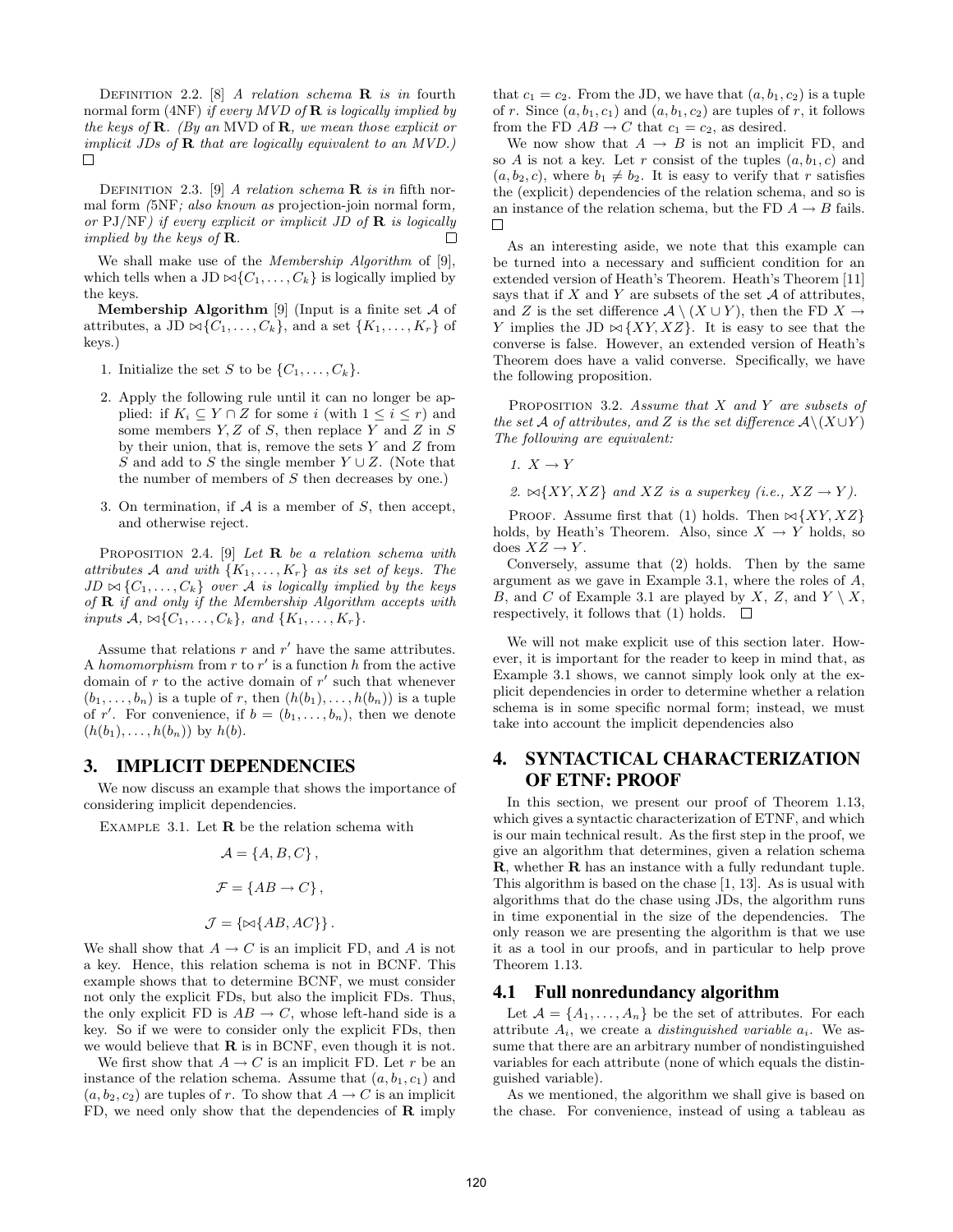Definition 2.2. [8] *A relation schema* $\mathbf{R}$ *is in* fourth normal form (4NF) *if every MVD of* $\mathbf{R}$ *is logically implied by the keys of* $\mathbf{R}$. *(By an* MVD of $\mathbf{R}$, *we mean those explicit or implicit JDs of* $\mathbf{R}$ *that are logically equivalent to an MVD.)* □

Definition 2.3. [9] *A relation schema* $\mathbf{R}$ *is in* fifth normal form *(*5NF*; also known as* projection-join normal form, *or* PJ/NF*) if every explicit or implicit JD of* $\mathbf{R}$ *is logically implied by the keys of* $\mathbf{R}$. □

We shall make use of the *Membership Algorithm* of [9], which tells when a JD $\bowtie\{C_1, \ldots, C_k\}$ is logically implied by the keys.

**Membership Algorithm** [9] (Input is a finite set $\mathcal{A}$ of attributes, a JD $\bowtie\{C_1, \ldots, C_k\}$, and a set $\{K_1, \ldots, K_r\}$ of keys.)

1. Initialize the set $S$ to be $\{C_1, \ldots, C_k\}$.
2. Apply the following rule until it can no longer be applied: if $K_i \subseteq Y \cap Z$ for some $i$ (with $1 \leq i \leq r$) and some members $Y, Z$ of $S$, then replace $Y$ and $Z$ in $S$ by their union, that is, remove the sets $Y$ and $Z$ from $S$ and add to $S$ the single member $Y \cup Z$. (Note that the number of members of $S$ then decreases by one.)
3. On termination, if $\mathcal{A}$ is a member of $S$, then accept, and otherwise reject.

Proposition 2.4. [9] *Let* $\mathbf{R}$ *be a relation schema with attributes* $\mathcal{A}$ *and with* $\{K_1, \ldots, K_r\}$ *as its set of keys. The JD* $\bowtie\{C_1, \ldots, C_k\}$ *over* $\mathcal{A}$ *is logically implied by the keys of* $\mathbf{R}$ *if and only if the Membership Algorithm accepts with inputs* $\mathcal{A}$, $\bowtie\{C_1, \ldots, C_k\}$, *and* $\{K_1, \ldots, K_r\}$.

Assume that relations $r$ and $r'$ have the same attributes. A *homomorphism* from $r$ to $r'$ is a function $h$ from the active domain of $r$ to the active domain of $r'$ such that whenever $(b_1, \ldots, b_n)$ is a tuple of $r$, then $(h(b_1), \ldots, h(b_n))$ is a tuple of $r'$. For convenience, if $b = (b_1, \ldots, b_n)$, then we denote $(h(b_1), \ldots, h(b_n))$ by $h(b)$.

## 3. IMPLICIT DEPENDENCIES

We now discuss an example that shows the importance of considering implicit dependencies.

Example 3.1. Let $\mathbf{R}$ be the relation schema with

$$\mathcal{A} = \{A, B, C\},$$

$$\mathcal{F} = \{AB \to C\},$$

$$\mathcal{J} = \{\bowtie\{AB, AC\}\}.$$

We shall show that $A \to C$ is an implicit FD, and $A$ is not a key. Hence, this relation schema is not in BCNF. This example shows that to determine BCNF, we must consider not only the explicit FDs, but also the implicit FDs. Thus, the only explicit FD is $AB \to C$, whose left-hand side is a key. So if we were to consider only the explicit FDs, then we would believe that $\mathbf{R}$ is in BCNF, even though it is not.

We first show that $A \to C$ is an implicit FD. Let $r$ be an instance of the relation schema. Assume that $(a, b_1, c_1)$ and $(a, b_2, c_2)$ are tuples of $r$. To show that $A \to C$ is an implicit FD, we need only show that the dependencies of $\mathbf{R}$ imply that $c_1 = c_2$. From the JD, we have that $(a, b_1, c_2)$ is a tuple of $r$. Since $(a, b_1, c_1)$ and $(a, b_1, c_2)$ are tuples of $r$, it follows from the FD $AB \to C$ that $c_1 = c_2$, as desired.

We now show that $A \to B$ is not an implicit FD, and so $A$ is not a key. Let $r$ consist of the tuples $(a, b_1, c)$ and $(a, b_2, c)$, where $b_1 \neq b_2$. It is easy to verify that $r$ satisfies the (explicit) dependencies of the relation schema, and so is an instance of the relation schema, but the FD $A \to B$ fails. □

As an interesting aside, we note that this example can be turned into a necessary and sufficient condition for an extended version of Heath's Theorem. Heath's Theorem [11] says that if $X$ and $Y$ are subsets of the set $\mathcal{A}$ of attributes, and $Z$ is the set difference $\mathcal{A} \setminus (X \cup Y)$, then the FD $X \to Y$ implies the JD $\bowtie\{XY, XZ\}$. It is easy to see that the converse is false. However, an extended version of Heath's Theorem does have a valid converse. Specifically, we have the following proposition.

Proposition 3.2. *Assume that* $X$ *and* $Y$ *are subsets of the set* $\mathcal{A}$ *of attributes, and* $Z$ *is the set difference* $\mathcal{A} \setminus (X \cup Y)$ *The following are equivalent:*

1. $X \to Y$
2. $\bowtie\{XY, XZ\}$ *and* $XZ$ *is a superkey (i.e.,* $XZ \to Y$*).*

Proof. Assume first that (1) holds. Then $\bowtie\{XY, XZ\}$ holds, by Heath's Theorem. Also, since $X \to Y$ holds, so does $XZ \to Y$.

Conversely, assume that (2) holds. Then by the same argument as we gave in Example 3.1, where the roles of $A$, $B$, and $C$ of Example 3.1 are played by $X$, $Z$, and $Y \setminus X$, respectively, it follows that (1) holds. □

We will not make explicit use of this section later. However, it is important for the reader to keep in mind that, as Example 3.1 shows, we cannot simply look only at the explicit dependencies in order to determine whether a relation schema is in some specific normal form; instead, we must take into account the implicit dependencies also

## 4. SYNTACTICAL CHARACTERIZATION OF ETNF: PROOF

In this section, we present our proof of Theorem 1.13, which gives a syntactic characterization of ETNF, and which is our main technical result. As the first step in the proof, we give an algorithm that determines, given a relation schema $\mathbf{R}$, whether $\mathbf{R}$ has an instance with a fully redundant tuple. This algorithm is based on the chase [1, 13]. As is usual with algorithms that do the chase using JDs, the algorithm runs in time exponential in the size of the dependencies. The only reason we are presenting the algorithm is that we use it as a tool in our proofs, and in particular to help prove Theorem 1.13.

### 4.1 Full nonredundancy algorithm

Let $\mathcal{A} = \{A_1, \ldots, A_n\}$ be the set of attributes. For each attribute $A_i$, we create a *distinguished variable* $a_i$. We assume that there are an arbitrary number of nondistinguished variables for each attribute (none of which equals the distinguished variable).

As we mentioned, the algorithm we shall give is based on the chase. For convenience, instead of using a tableau as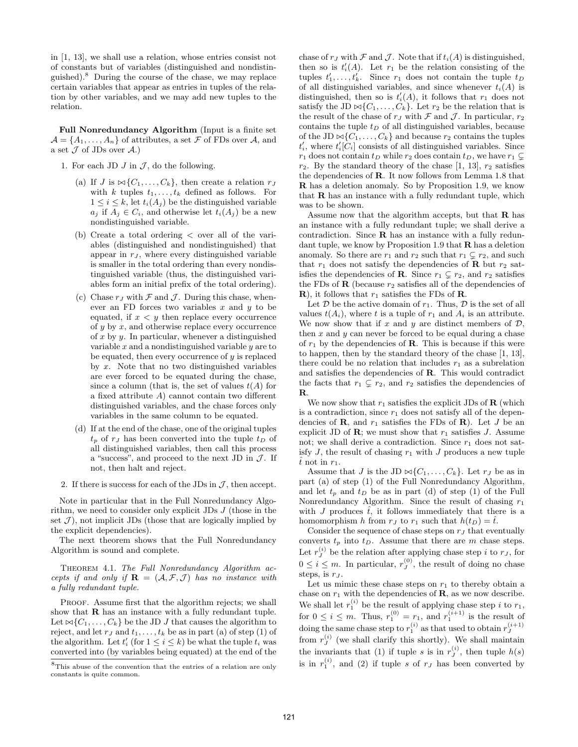in [1, 13], we shall use a relation, whose entries consist not of constants but of variables (distinguished and nondistinguished).[8] During the course of the chase, we may replace certain variables that appear as entries in tuples of the relation by other variables, and we may add new tuples to the relation.

**Full Nonredundancy Algorithm** (Input is a finite set $\mathcal{A} = \{A_1, \ldots, A_n\}$ of attributes, a set $\mathcal{F}$ of FDs over $\mathcal{A}$, and a set $\mathcal{J}$ of JDs over $\mathcal{A}$.)

1. For each JD $J$ in $\mathcal{J}$, do the following.
   (a) If $J$ is $\bowtie\{C_1, \ldots, C_k\}$, then create a relation $r_J$ with $k$ tuples $t_1, \ldots, t_k$ defined as follows. For $1 \leq i \leq k$, let $t_i(A_j)$ be the distinguished variable $a_j$ if $A_j \in C_i$, and otherwise let $t_i(A_j)$ be a new nondistinguished variable.
   (b) Create a total ordering $<$ over all of the variables (distinguished and nondistinguished) that appear in $r_J$, where every distinguished variable is smaller in the total ordering than every nondistinguished variable (thus, the distinguished variables form an initial prefix of the total ordering).
   (c) Chase $r_J$ with $\mathcal{F}$ and $\mathcal{J}$. During this chase, whenever an FD forces two variables $x$ and $y$ to be equated, if $x < y$ then replace every occurrence of $y$ by $x$, and otherwise replace every occurrence of $x$ by $y$. In particular, whenever a distinguished variable $x$ and a nondistinguished variable $y$ are to be equated, then every occurrence of $y$ is replaced by $x$. Note that no two distinguished variables are ever forced to be equated during the chase, since a column (that is, the set of values $t(A)$ for a fixed attribute $A$) cannot contain two different distinguished variables, and the chase forces only variables in the same column to be equated.
   (d) If at the end of the chase, one of the original tuples $t_p$ of $r_J$ has been converted into the tuple $t_D$ of all distinguished variables, then call this process a "success", and proceed to the next JD in $\mathcal{J}$. If not, then halt and reject.
2. If there is success for each of the JDs in $\mathcal{J}$, then accept.

Note in particular that in the Full Nonredundancy Algorithm, we need to consider only explicit JDs $J$ (those in the set $\mathcal{J}$), not implicit JDs (those that are logically implied by the explicit dependencies).

The next theorem shows that the Full Nonredundancy Algorithm is sound and complete.

THEOREM 4.1. *The Full Nonredundancy Algorithm accepts if and only if $\mathbf{R} = (\mathcal{A}, \mathcal{F}, \mathcal{J})$ has no instance with a fully redundant tuple.*

PROOF. Assume first that the algorithm rejects; we shall show that $\mathbf{R}$ has an instance with a fully redundant tuple. Let $\bowtie\{C_1, \ldots, C_k\}$ be the JD $J$ that causes the algorithm to reject, and let $r_J$ and $t_1, \ldots, t_k$ be as in part (a) of step (1) of the algorithm. Let $t'_i$ (for $1 \leq i \leq k$) be what the tuple $t_i$ was converted into (by variables being equated) at the end of the chase of $r_J$ with $\mathcal{F}$ and $\mathcal{J}$. Note that if $t_i(A)$ is distinguished, then so is $t'_i(A)$. Let $r_1$ be the relation consisting of the tuples $t'_1, \ldots, t'_k$. Since $r_1$ does not contain the tuple $t_D$ of all distinguished variables, and since whenever $t_i(A)$ is distinguished, then so is $t'_i(A)$, it follows that $r_1$ does not satisfy the JD $\bowtie\{C_1, \ldots, C_k\}$. Let $r_2$ be the relation that is the result of the chase of $r_J$ with $\mathcal{F}$ and $\mathcal{J}$. In particular, $r_2$ contains the tuple $t_D$ of all distinguished variables, because of the JD $\bowtie\{C_1, \ldots, C_k\}$ and because $r_2$ contains the tuples $t'_i$, where $t'_i[C_i]$ consists of all distinguished variables. Since $r_1$ does not contain $t_D$ while $r_2$ does contain $t_D$, we have $r_1 \subsetneq r_2$. By the standard theory of the chase [1, 13], $r_2$ satisfies the dependencies of $\mathbf{R}$. It now follows from Lemma 1.8 that $\mathbf{R}$ has a deletion anomaly. So by Proposition 1.9, we know that $\mathbf{R}$ has an instance with a fully redundant tuple, which was to be shown.

Assume now that the algorithm accepts, but that $\mathbf{R}$ has an instance with a fully redundant tuple; we shall derive a contradiction. Since $\mathbf{R}$ has an instance with a fully redundant tuple, we know by Proposition 1.9 that $\mathbf{R}$ has a deletion anomaly. So there are $r_1$ and $r_2$ such that $r_1 \subsetneq r_2$, and such that $r_1$ does not satisfy the dependencies of $\mathbf{R}$ but $r_2$ satisfies the dependencies of $\mathbf{R}$. Since $r_1 \subsetneq r_2$, and $r_2$ satisfies the FDs of $\mathbf{R}$ (because $r_2$ satisfies all of the dependencies of $\mathbf{R}$), it follows that $r_1$ satisfies the FDs of $\mathbf{R}$.

Let $\mathcal{D}$ be the active domain of $r_1$. Thus, $\mathcal{D}$ is the set of all values $t(A_i)$, where $t$ is a tuple of $r_1$ and $A_i$ is an attribute. We now show that if $x$ and $y$ are distinct members of $\mathcal{D}$, then $x$ and $y$ can never be forced to be equal during a chase of $r_1$ by the dependencies of $\mathbf{R}$. This is because if this were to happen, then by the standard theory of the chase [1, 13], there could be no relation that includes $r_1$ as a subrelation and satisfies the dependencies of $\mathbf{R}$. This would contradict the facts that $r_1 \subsetneq r_2$, and $r_2$ satisfies the dependencies of $\mathbf{R}$.

We now show that $r_1$ satisfies the explicit JDs of $\mathbf{R}$ (which is a contradiction, since $r_1$ does not satisfy all of the dependencies of $\mathbf{R}$, and $r_1$ satisfies the FDs of $\mathbf{R}$). Let $J$ be an explicit JD of $\mathbf{R}$; we must show that $r_1$ satisfies $J$. Assume not; we shall derive a contradiction. Since $r_1$ does not satisfy $J$, the result of chasing $r_1$ with $J$ produces a new tuple $\hat{t}$ not in $r_1$.

Assume that $J$ is the JD $\bowtie\{C_1, \ldots, C_k\}$. Let $r_J$ be as in part (a) of step (1) of the Full Nonredundancy Algorithm, and let $t_p$ and $t_D$ be as in part (d) of step (1) of the Full Nonredundancy Algorithm. Since the result of chasing $r_1$ with $J$ produces $\hat{t}$, it follows immediately that there is a homomorphism $h$ from $r_J$ to $r_1$ such that $h(t_D) = \hat{t}$.

Consider the sequence of chase steps on $r_J$ that eventually converts $t_p$ into $t_D$. Assume that there are $m$ chase steps. Let $r_J^{(i)}$ be the relation after applying chase step $i$ to $r_J$, for $0 \leq i \leq m$. In particular, $r_J^{(0)}$, the result of doing no chase steps, is $r_J$.

Let us mimic these chase steps on $r_1$ to thereby obtain a chase on $r_1$ with the dependencies of $\mathbf{R}$, as we now describe. We shall let $r_1^{(i)}$ be the result of applying chase step $i$ to $r_1$, for $0 \leq i \leq m$. Thus, $r_1^{(0)} = r_1$, and $r_1^{(i+1)}$ is the result of doing the same chase step to $r_1^{(i)}$ as that used to obtain $r_J^{(i+1)}$ from $r_J^{(i)}$ (we shall clarify this shortly). We shall maintain the invariants that (1) if tuple $s$ is in $r_J^{(i)}$, then tuple $h(s)$ is in $r_1^{(i)}$, and (2) if tuple $s$ of $r_J$ has been converted by

[8] This abuse of the convention that the entries of a relation are only constants is quite common.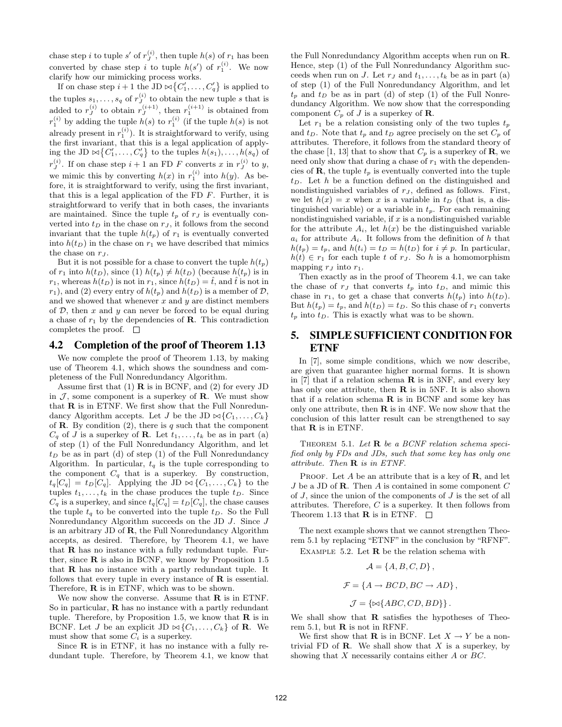chase step $i$ to tuple $s'$ of $r_J^{(i)}$, then tuple $h(s)$ of $r_1$ has been converted by chase step $i$ to tuple $h(s')$ of $r_1^{(i)}$. We now clarify how our mimicking process works.

If on chase step $i+1$ the JD $\bowtie\{C'_1, \ldots, C'_q\}$ is applied to the tuples $s_1, \ldots, s_q$ of $r_J^{(i)}$ to obtain the new tuple $s$ that is added to $r_J^{(i)}$ to obtain $r_J^{(i+1)}$, then $r_1^{(i+1)}$ is obtained from $r_1^{(i)}$ by adding the tuple $h(s)$ to $r_1^{(i)}$ (if the tuple $h(s)$ is not already present in $r_1^{(i)}$). It is straightforward to verify, using the first invariant, that this is a legal application of applying the JD $\bowtie\{C'_1, \ldots, C'_q\}$ to the tuples $h(s_1), \ldots, h(s_q)$ of $r_1^{(i)}$. If on chase step $i+1$ an FD $F$ converts $x$ in $r_J^{(i)}$ to $y$, we mimic this by converting $h(x)$ in $r_1^{(i)}$ into $h(y)$. As before, it is straightforward to verify, using the first invariant, that this is a legal application of the FD $F$. Further, it is straightforward to verify that in both cases, the invariants are maintained. Since the tuple $t_p$ of $r_J$ is eventually converted into $t_D$ in the chase on $r_J$, it follows from the second invariant that the tuple $h(t_p)$ of $r_1$ is eventually converted into $h(t_D)$ in the chase on $r_1$ we have described that mimics the chase on $r_J$.

But it is not possible for a chase to convert the tuple $h(t_p)$ of $r_1$ into $h(t_D)$, since (1) $h(t_p) \neq h(t_D)$ (because $h(t_p)$ is in $r_1$, whereas $h(t_D)$ is not in $r_1$, since $h(t_D) = \hat{t}$, and $\hat{t}$ is not in $r_1$), and (2) every entry of $h(t_p)$ and $h(t_D)$ is a member of $\mathcal{D}$, and we showed that whenever $x$ and $y$ are distinct members of $\mathcal{D}$, then $x$ and $y$ can never be forced to be equal during a chase of $r_1$ by the dependencies of $\mathbf{R}$. This contradiction completes the proof. $\square$

## 4.2 Completion of the proof of Theorem 1.13

We now complete the proof of Theorem 1.13, by making use of Theorem 4.1, which shows the soundness and completeness of the Full Nonredundancy Algorithm.

Assume first that (1) $\mathbf{R}$ is in BCNF, and (2) for every JD in $\mathcal{J}$, some component is a superkey of $\mathbf{R}$. We must show that $\mathbf{R}$ is in ETNF. We first show that the Full Nonredundancy Algorithm accepts. Let $J$ be the JD $\bowtie\{C_1, \ldots, C_k\}$ of $\mathbf{R}$. By condition (2), there is $q$ such that the component $C_q$ of $J$ is a superkey of $\mathbf{R}$. Let $t_1, \ldots, t_k$ be as in part (a) of step (1) of the Full Nonredundancy Algorithm, and let $t_D$ be as in part (d) of step (1) of the Full Nonredundancy Algorithm. In particular, $t_q$ is the tuple corresponding to the component $C_q$ that is a superkey. By construction, $t_q[C_q] = t_D[C_q]$. Applying the JD $\bowtie\{C_1, \ldots, C_k\}$ to the tuples $t_1, \ldots, t_k$ in the chase produces the tuple $t_D$. Since $C_q$ is a superkey, and since $t_q[C_q] = t_D[C_q]$, the chase causes the tuple $t_q$ to be converted into the tuple $t_D$. So the Full Nonredundancy Algorithm succeeds on the JD $J$. Since $J$ is an arbitrary JD of $\mathbf{R}$, the Full Nonredundancy Algorithm accepts, as desired. Therefore, by Theorem 4.1, we have that $\mathbf{R}$ has no instance with a fully redundant tuple. Further, since $\mathbf{R}$ is also in BCNF, we know by Proposition 1.5 that $\mathbf{R}$ has no instance with a partly redundant tuple. It follows that every tuple in every instance of $\mathbf{R}$ is essential. Therefore, $\mathbf{R}$ is in ETNF, which was to be shown.

We now show the converse. Assume that $\mathbf{R}$ is in ETNF. So in particular, $\mathbf{R}$ has no instance with a partly redundant tuple. Therefore, by Proposition 1.5, we know that $\mathbf{R}$ is in BCNF. Let $J$ be an explicit JD $\bowtie\{C_1, \ldots, C_k\}$ of $\mathbf{R}$. We must show that some $C_i$ is a superkey.

Since $\mathbf{R}$ is in ETNF, it has no instance with a fully redundant tuple. Therefore, by Theorem 4.1, we know that the Full Nonredundancy Algorithm accepts when run on $\mathbf{R}$. Hence, step (1) of the Full Nonredundancy Algorithm succeeds when run on $J$. Let $r_J$ and $t_1, \ldots, t_k$ be as in part (a) of step (1) of the Full Nonredundancy Algorithm, and let $t_p$ and $t_D$ be as in part (d) of step (1) of the Full Nonredundancy Algorithm. We now show that the corresponding component $C_p$ of $J$ is a superkey of $\mathbf{R}$.

Let $r_1$ be a relation consisting only of the two tuples $t_p$ and $t_D$. Note that $t_p$ and $t_D$ agree precisely on the set $C_p$ of attributes. Therefore, it follows from the standard theory of the chase [1, 13] that to show that $C_p$ is a superkey of $\mathbf{R}$, we need only show that during a chase of $r_1$ with the dependencies of $\mathbf{R}$, the tuple $t_p$ is eventually converted into the tuple $t_D$. Let $h$ be a function defined on the distinguished and nondistinguished variables of $r_J$, defined as follows. First, we let $h(x) = x$ when $x$ is a variable in $t_D$ (that is, a distinguished variable) or a variable in $t_p$. For each remaining nondistinguished variable, if $x$ is a nondistinguished variable for the attribute $A_i$, let $h(x)$ be the distinguished variable $a_i$ for attribute $A_i$. It follows from the definition of $h$ that $h(t_p) = t_p$, and $h(t_i) = t_D = h(t_D)$ for $i \neq p$. In particular, $h(t) \in r_1$ for each tuple $t$ of $r_J$. So $h$ is a homomorphism mapping $r_J$ into $r_1$.

Then exactly as in the proof of Theorem 4.1, we can take the chase of $r_J$ that converts $t_p$ into $t_D$, and mimic this chase in $r_1$, to get a chase that converts $h(t_p)$ into $h(t_D)$. But $h(t_p) = t_p$, and $h(t_D) = t_D$. So this chase of $r_1$ converts $t_p$ into $t_D$. This is exactly what was to be shown.

# 5. SIMPLE SUFFICIENT CONDITION FOR ETNF

In [7], some simple conditions, which we now describe, are given that guarantee higher normal forms. It is shown in [7] that if a relation schema $\mathbf{R}$ is in 3NF, and every key has only one attribute, then $\mathbf{R}$ is in 5NF. It is also shown that if a relation schema $\mathbf{R}$ is in BCNF and some key has only one attribute, then $\mathbf{R}$ is in 4NF. We now show that the conclusion of this latter result can be strengthened to say that $\mathbf{R}$ is in ETNF.

Theorem 5.1. *Let $\mathbf{R}$ be a BCNF relation schema specified only by FDs and JDs, such that some key has only one attribute. Then $\mathbf{R}$ is in ETNF.*

Proof. Let $A$ be an attribute that is a key of $\mathbf{R}$, and let $J$ be a JD of $\mathbf{R}$. Then $A$ is contained in some component $C$ of $J$, since the union of the components of $J$ is the set of all attributes. Therefore, $C$ is a superkey. It then follows from Theorem 1.13 that $\mathbf{R}$ is in ETNF. $\square$

The next example shows that we cannot strengthen Theorem 5.1 by replacing "ETNF" in the conclusion by "RFNF".

Example 5.2. Let $\mathbf{R}$ be the relation schema with

$$\mathcal{A} = \{A, B, C, D\},$$

$$\mathcal{F} = \{A \rightarrow BCD, BC \rightarrow AD\},$$

$$\mathcal{J} = \{\bowtie\{ABC, CD, BD\}\}.$$

We shall show that $\mathbf{R}$ satisfies the hypotheses of Theorem 5.1, but $\mathbf{R}$ is not in RFNF.

We first show that $\mathbf{R}$ is in BCNF. Let $X \rightarrow Y$ be a nontrivial FD of $\mathbf{R}$. We shall show that $X$ is a superkey, by showing that $X$ necessarily contains either $A$ or $BC$.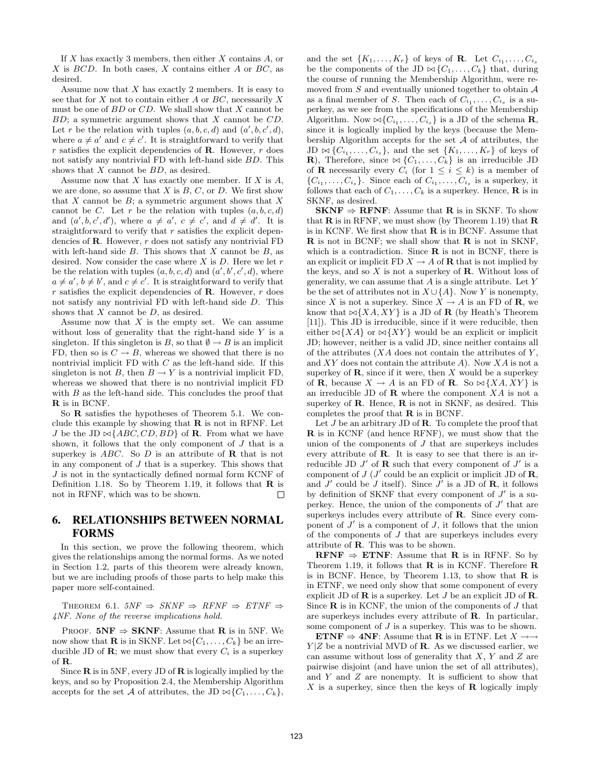If $X$ has exactly 3 members, then either $X$ contains $A$, or $X$ is $BCD$. In both cases, $X$ contains either $A$ or $BC$, as desired.

Assume now that $X$ has exactly 2 members. It is easy to see that for $X$ not to contain either $A$ or $BC$, necessarily $X$ must be one of $BD$ or $CD$. We shall show that $X$ cannot be $BD$; a symmetric argument shows that $X$ cannot be $CD$. Let $r$ be the relation with tuples $(a, b, c, d)$ and $(a', b, c', d)$, where $a \neq a'$ and $c \neq c'$. It is straightforward to verify that $r$ satisfies the explicit dependencies of $\mathbf{R}$. However, $r$ does not satisfy any nontrivial FD with left-hand side $BD$. This shows that $X$ cannot be $BD$, as desired.

Assume now that $X$ has exactly one member. If $X$ is $A$, we are done, so assume that $X$ is $B$, $C$, or $D$. We first show that $X$ cannot be $B$; a symmetric argument shows that $X$ cannot be $C$. Let $r$ be the relation with tuples $(a, b, c, d)$ and $(a', b, c', d')$, where $a \neq a'$, $c \neq c'$, and $d \neq d'$. It is straightforward to verify that $r$ satisfies the explicit dependencies of $\mathbf{R}$. However, $r$ does not satisfy any nontrivial FD with left-hand side $B$. This shows that $X$ cannot be $B$, as desired. Now consider the case where $X$ is $D$. Here we let $r$ be the relation with tuples $(a, b, c, d)$ and $(a', b', c', d)$, where $a \neq a'$, $b \neq b'$, and $c \neq c'$. It is straightforward to verify that $r$ satisfies the explicit dependencies of $\mathbf{R}$. However, $r$ does not satisfy any nontrivial FD with left-hand side $D$. This shows that $X$ cannot be $D$, as desired.

Assume now that $X$ is the empty set. We can assume without loss of generality that the right-hand side $Y$ is a singleton. If this singleton is $B$, so that $\emptyset \rightarrow B$ is an implicit FD, then so is $C \rightarrow B$, whereas we showed that there is no nontrivial implicit FD with $C$ as the left-hand side. If this singleton is not $B$, then $B \rightarrow Y$ is a nontrivial implicit FD, whereas we showed that there is no nontrivial implicit FD with $B$ as the left-hand side. This concludes the proof that $\mathbf{R}$ is in BCNF.

So $\mathbf{R}$ satisfies the hypotheses of Theorem 5.1. We conclude this example by showing that $\mathbf{R}$ is not in RFNF. Let $J$ be the JD $\bowtie\{ABC, CD, BD\}$ of $\mathbf{R}$. From what we have shown, it follows that the only component of $J$ that is a superkey is $ABC$. So $D$ is an attribute of $\mathbf{R}$ that is not in any component of $J$ that is a superkey. This shows that $J$ is not in the syntactically defined normal form KCNF of Definition 1.18. So by Theorem 1.19, it follows that $\mathbf{R}$ is not in RFNF, which was to be shown. □

## 6. RELATIONSHIPS BETWEEN NORMAL FORMS

In this section, we prove the following theorem, which gives the relationships among the normal forms. As we noted in Section 1.2, parts of this theorem were already known, but we are including proofs of those parts to help make this paper more self-contained.

THEOREM 6.1. *5NF $\Rightarrow$ SKNF $\Rightarrow$ RFNF $\Rightarrow$ ETNF $\Rightarrow$ 4NF. None of the reverse implications hold.*

PROOF. **5NF $\Rightarrow$ SKNF**: Assume that $\mathbf{R}$ is in 5NF. We now show that $\mathbf{R}$ is in SKNF. Let $\bowtie\{C_1, \ldots, C_k\}$ be an irreducible JD of $\mathbf{R}$; we must show that every $C_i$ is a superkey of $\mathbf{R}$.

Since $\mathbf{R}$ is in 5NF, every JD of $\mathbf{R}$ is logically implied by the keys, and so by Proposition 2.4, the Membership Algorithm accepts for the set $\mathcal{A}$ of attributes, the JD $\bowtie\{C_1, \ldots, C_k\}$, and the set $\{K_1, \ldots, K_r\}$ of keys of $\mathbf{R}$. Let $C_{i_1}, \ldots, C_{i_s}$ be the components of the JD $\bowtie\{C_1, \ldots, C_k\}$ that, during the course of running the Membership Algorithm, were removed from $S$ and eventually unioned together to obtain $\mathcal{A}$ as a final member of $S$. Then each of $C_{i_1}, \ldots, C_{i_s}$ is a superkey, as we see from the specifications of the Membership Algorithm. Now $\bowtie\{C_{i_1}, \ldots, C_{i_s}\}$ is a JD of the schema $\mathbf{R}$, since it is logically implied by the keys (because the Membership Algorithm accepts for the set $\mathcal{A}$ of attributes, the JD $\bowtie\{C_{i_1}, \ldots, C_{i_s}\}$, and the set $\{K_1, \ldots, K_r\}$ of keys of $\mathbf{R}$), Therefore, since $\bowtie\{C_1, \ldots, C_k\}$ is an irreducible JD of $\mathbf{R}$ necessarily every $C_i$ (for $1 \leq i \leq k$) is a member of $\{C_{i_1}, \ldots, C_{i_s}\}$. Since each of $C_{i_1}, \ldots, C_{i_s}$ is a superkey, it follows that each of $C_1, \ldots, C_k$ is a superkey. Hence, $\mathbf{R}$ is in SKNF, as desired.

**SKNF $\Rightarrow$ RFNF**: Assume that $\mathbf{R}$ is in SKNF. To show that $\mathbf{R}$ is in RFNF, we must show (by Theorem 1.19) that $\mathbf{R}$ is in KCNF. We first show that $\mathbf{R}$ is in BCNF. Assume that $\mathbf{R}$ is not in BCNF; we shall show that $\mathbf{R}$ is not in SKNF, which is a contradiction. Since $\mathbf{R}$ is not in BCNF, there is an explicit or implicit FD $X \rightarrow A$ of $\mathbf{R}$ that is not implied by the keys, and so $X$ is not a superkey of $\mathbf{R}$. Without loss of generality, we can assume that $A$ is a single attribute. Let $Y$ be the set of attributes not in $X \cup \{A\}$. Now $Y$ is nonempty, since $X$ is not a superkey. Since $X \rightarrow A$ is an FD of $\mathbf{R}$, we know that $\bowtie\{XA, XY\}$ is a JD of $\mathbf{R}$ (by Heath's Theorem [11]). This JD is irreducible, since if it were reducible, then either $\bowtie\{XA\}$ or $\bowtie\{XY\}$ would be an explicit or implicit JD; however, neither is a valid JD, since neither contains all of the attributes ($XA$ does not contain the attributes of $Y$, and $XY$ does not contain the attribute $A$). Now $XA$ is not a superkey of $\mathbf{R}$, since if it were, then $X$ would be a superkey of $\mathbf{R}$, because $X \rightarrow A$ is an FD of $\mathbf{R}$. So $\bowtie\{XA, XY\}$ is an irreducible JD of $\mathbf{R}$ where the component $XA$ is not a superkey of $\mathbf{R}$. Hence, $\mathbf{R}$ is not in SKNF, as desired. This completes the proof that $\mathbf{R}$ is in BCNF.

Let $J$ be an arbitrary JD of $\mathbf{R}$. To complete the proof that $\mathbf{R}$ is in KCNF (and hence RFNF), we must show that the union of the components of $J$ that are superkeys includes every attribute of $\mathbf{R}$. It is easy to see that there is an irreducible JD $J'$ of $\mathbf{R}$ such that every component of $J'$ is a component of $J$ ($J'$ could be an explicit or implicit JD of $\mathbf{R}$, and $J'$ could be $J$ itself). Since $J'$ is a JD of $\mathbf{R}$, it follows by definition of SKNF that every component of $J'$ is a superkey. Hence, the union of the components of $J'$ that are superkeys includes every attribute of $\mathbf{R}$. Since every component of $J'$ is a component of $J$, it follows that the union of the components of $J$ that are superkeys includes every attribute of $\mathbf{R}$. This was to be shown.

**RFNF $\Rightarrow$ ETNF**: Assume that $\mathbf{R}$ is in RFNF. So by Theorem 1.19, it follows that $\mathbf{R}$ is in KCNF. Therefore $\mathbf{R}$ is in BCNF. Hence, by Theorem 1.13, to show that $\mathbf{R}$ is in ETNF, we need only show that some component of every explicit JD of $\mathbf{R}$ is a superkey. Let $J$ be an explicit JD of $\mathbf{R}$. Since $\mathbf{R}$ is in KCNF, the union of the components of $J$ that are superkeys includes every attribute of $\mathbf{R}$. In particular, some component of $J$ is a superkey. This was to be shown.

**ETNF $\Rightarrow$ 4NF**: Assume that $\mathbf{R}$ is in ETNF. Let $X \rightarrow\rightarrow Y|Z$ be a nontrivial MVD of $\mathbf{R}$. As we discussed earlier, we can assume without loss of generality that $X$, $Y$ and $Z$ are pairwise disjoint (and have union the set of all attributes), and $Y$ and $Z$ are nonempty. It is sufficient to show that $X$ is a superkey, since then the keys of $\mathbf{R}$ logically imply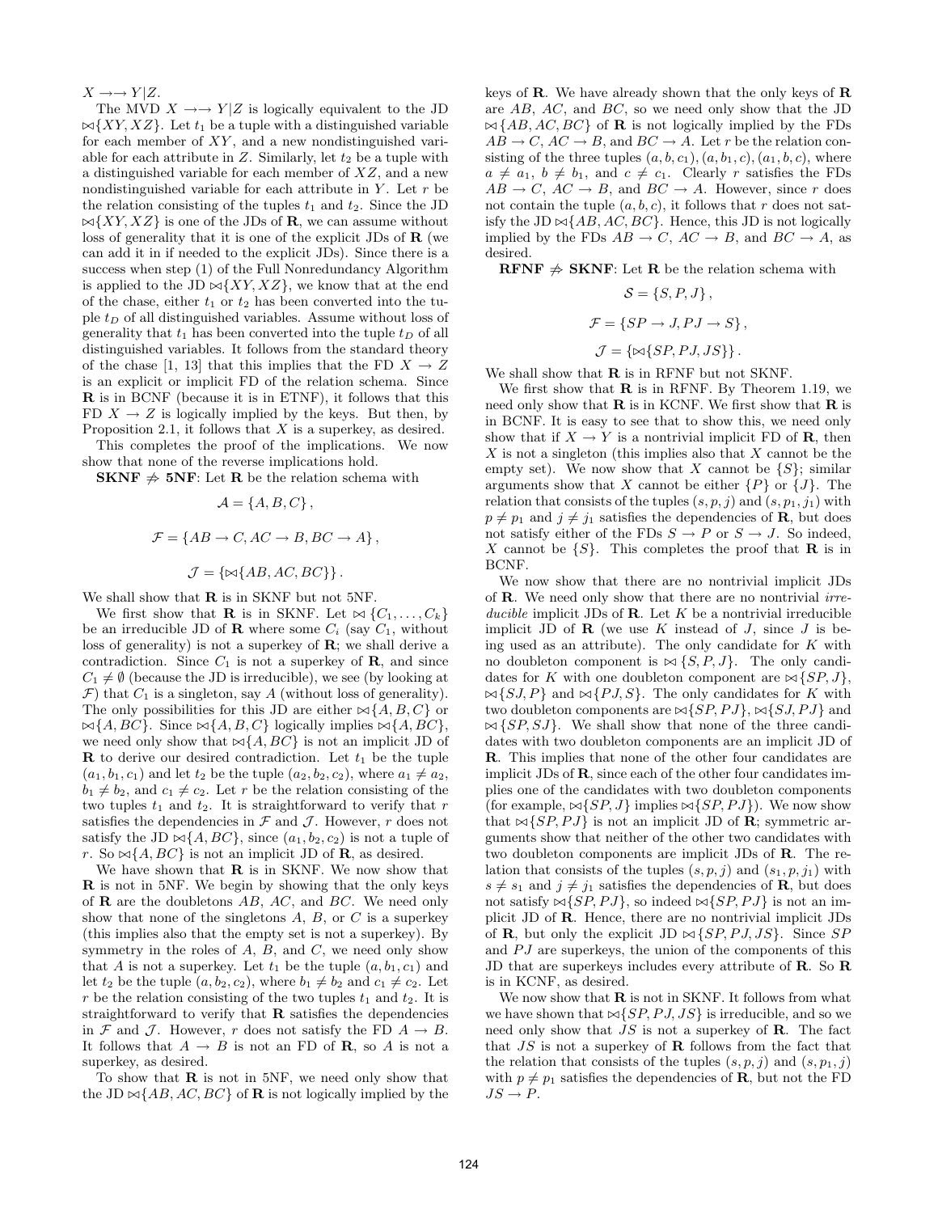$X \to\to Y|Z$.

The MVD $X \to\to Y|Z$ is logically equivalent to the JD $\bowtie\{XY, XZ\}$. Let $t_1$ be a tuple with a distinguished variable for each member of $XY$, and a new nondistinguished variable for each attribute in $Z$. Similarly, let $t_2$ be a tuple with a distinguished variable for each member of $XZ$, and a new nondistinguished variable for each attribute in $Y$. Let $r$ be the relation consisting of the tuples $t_1$ and $t_2$. Since the JD $\bowtie\{XY, XZ\}$ is one of the JDs of $\mathbf{R}$, we can assume without loss of generality that it is one of the explicit JDs of $\mathbf{R}$ (we can add it in if needed to the explicit JDs). Since there is a success when step (1) of the Full Nonredundancy Algorithm is applied to the JD $\bowtie\{XY, XZ\}$, we know that at the end of the chase, either $t_1$ or $t_2$ has been converted into the tuple $t_D$ of all distinguished variables. Assume without loss of generality that $t_1$ has been converted into the tuple $t_D$ of all distinguished variables. It follows from the standard theory of the chase [1, 13] that this implies that the FD $X \to Z$ is an explicit or implicit FD of the relation schema. Since $\mathbf{R}$ is in BCNF (because it is in ETNF), it follows that this FD $X \to Z$ is logically implied by the keys. But then, by Proposition 2.1, it follows that $X$ is a superkey, as desired.

This completes the proof of the implications. We now show that none of the reverse implications hold.

**SKNF $\not\Rightarrow$ 5NF**: Let $\mathbf{R}$ be the relation schema with

$$\mathcal{A} = \{A, B, C\},$$

$$\mathcal{F} = \{AB \to C, AC \to B, BC \to A\},$$

$$\mathcal{J} = \{\bowtie\{AB, AC, BC\}\}.$$

We shall show that $\mathbf{R}$ is in SKNF but not 5NF.

We first show that $\mathbf{R}$ is in SKNF. Let $\bowtie\{C_1, \ldots, C_k\}$ be an irreducible JD of $\mathbf{R}$ where some $C_i$ (say $C_1$, without loss of generality) is not a superkey of $\mathbf{R}$; we shall derive a contradiction. Since $C_1$ is not a superkey of $\mathbf{R}$, and since $C_1 \neq \emptyset$ (because the JD is irreducible), we see (by looking at $\mathcal{F}$) that $C_1$ is a singleton, say $A$ (without loss of generality). The only possibilities for this JD are either $\bowtie\{A, B, C\}$ or $\bowtie\{A, BC\}$. Since $\bowtie\{A, B, C\}$ logically implies $\bowtie\{A, BC\}$, we need only show that $\bowtie\{A, BC\}$ is not an implicit JD of $\mathbf{R}$ to derive our desired contradiction. Let $t_1$ be the tuple $(a_1, b_1, c_1)$ and let $t_2$ be the tuple $(a_2, b_2, c_2)$, where $a_1 \neq a_2$, $b_1 \neq b_2$, and $c_1 \neq c_2$. Let $r$ be the relation consisting of the two tuples $t_1$ and $t_2$. It is straightforward to verify that $r$ satisfies the dependencies in $\mathcal{F}$ and $\mathcal{J}$. However, $r$ does not satisfy the JD $\bowtie\{A, BC\}$, since $(a_1, b_2, c_2)$ is not a tuple of $r$. So $\bowtie\{A, BC\}$ is not an implicit JD of $\mathbf{R}$, as desired.

We have shown that $\mathbf{R}$ is in SKNF. We now show that $\mathbf{R}$ is not in 5NF. We begin by showing that the only keys of $\mathbf{R}$ are the doubletons $AB$, $AC$, and $BC$. We need only show that none of the singletons $A$, $B$, or $C$ is a superkey (this implies also that the empty set is not a superkey). By symmetry in the roles of $A$, $B$, and $C$, we need only show that $A$ is not a superkey. Let $t_1$ be the tuple $(a, b_1, c_1)$ and let $t_2$ be the tuple $(a, b_2, c_2)$, where $b_1 \neq b_2$ and $c_1 \neq c_2$. Let $r$ be the relation consisting of the two tuples $t_1$ and $t_2$. It is straightforward to verify that $\mathbf{R}$ satisfies the dependencies in $\mathcal{F}$ and $\mathcal{J}$. However, $r$ does not satisfy the FD $A \to B$. It follows that $A \to B$ is not an FD of $\mathbf{R}$, so $A$ is not a superkey, as desired.

To show that $\mathbf{R}$ is not in 5NF, we need only show that the JD $\bowtie\{AB, AC, BC\}$ of $\mathbf{R}$ is not logically implied by the keys of $\mathbf{R}$. We have already shown that the only keys of $\mathbf{R}$ are $AB$, $AC$, and $BC$, so we need only show that the JD $\bowtie\{AB, AC, BC\}$ of $\mathbf{R}$ is not logically implied by the FDs $AB \to C$, $AC \to B$, and $BC \to A$. Let $r$ be the relation consisting of the three tuples $(a, b, c_1), (a, b_1, c), (a_1, b, c)$, where $a \neq a_1$, $b \neq b_1$, and $c \neq c_1$. Clearly $r$ satisfies the FDs $AB \to C$, $AC \to B$, and $BC \to A$. However, since $r$ does not contain the tuple $(a, b, c)$, it follows that $r$ does not satisfy the JD $\bowtie\{AB, AC, BC\}$. Hence, this JD is not logically implied by the FDs $AB \to C$, $AC \to B$, and $BC \to A$, as desired.

**RFNF $\not\Rightarrow$ SKNF**: Let $\mathbf{R}$ be the relation schema with

$$\mathcal{S} = \{S, P, J\},$$

$$\mathcal{F} = \{SP \to J, PJ \to S\},$$

$$\mathcal{J} = \{\bowtie\{SP, PJ, JS\}\}.$$

We shall show that $\mathbf{R}$ is in RFNF but not SKNF.

We first show that $\mathbf{R}$ is in RFNF. By Theorem 1.19, we need only show that $\mathbf{R}$ is in KCNF. We first show that $\mathbf{R}$ is in BCNF. It is easy to see that to show this, we need only show that if $X \to Y$ is a nontrivial implicit FD of $\mathbf{R}$, then $X$ is not a singleton (this implies also that $X$ cannot be the empty set). We now show that $X$ cannot be $\{S\}$; similar arguments show that $X$ cannot be either $\{P\}$ or $\{J\}$. The relation that consists of the tuples $(s, p, j)$ and $(s, p_1, j_1)$ with $p \neq p_1$ and $j \neq j_1$ satisfies the dependencies of $\mathbf{R}$, but does not satisfy either of the FDs $S \to P$ or $S \to J$. So indeed, $X$ cannot be $\{S\}$. This completes the proof that $\mathbf{R}$ is in BCNF.

We now show that there are no nontrivial implicit JDs of $\mathbf{R}$. We need only show that there are no nontrivial *irreducible* implicit JDs of $\mathbf{R}$. Let $K$ be a nontrivial irreducible implicit JD of $\mathbf{R}$ (we use $K$ instead of $J$, since $J$ is being used as an attribute). The only candidate for $K$ with no doubleton component is $\bowtie\{S, P, J\}$. The only candidates for $K$ with one doubleton component are $\bowtie\{SP, J\}$, $\bowtie\{SJ, P\}$ and $\bowtie\{PJ, S\}$. The only candidates for $K$ with two doubleton components are $\bowtie\{SP, PJ\}$, $\bowtie\{SJ, PJ\}$ and $\bowtie\{SP, SJ\}$. We shall show that none of the three candidates with two doubleton components are an implicit JD of $\mathbf{R}$. This implies that none of the other four candidates are implicit JDs of $\mathbf{R}$, since each of the other four candidates implies one of the candidates with two doubleton components (for example, $\bowtie\{SP, J\}$ implies $\bowtie\{SP, PJ\}$). We now show that $\bowtie\{SP, PJ\}$ is not an implicit JD of $\mathbf{R}$; symmetric arguments show that neither of the other two candidates with two doubleton components are implicit JDs of $\mathbf{R}$. The relation that consists of the tuples $(s, p, j)$ and $(s_1, p, j_1)$ with $s \neq s_1$ and $j \neq j_1$ satisfies the dependencies of $\mathbf{R}$, but does not satisfy $\bowtie\{SP, PJ\}$, so indeed $\bowtie\{SP, PJ\}$ is not an implicit JD of $\mathbf{R}$. Hence, there are no nontrivial implicit JDs of $\mathbf{R}$, but only the explicit JD $\bowtie\{SP, PJ, JS\}$. Since $SP$ and $PJ$ are superkeys, the union of the components of this JD that are superkeys includes every attribute of $\mathbf{R}$. So $\mathbf{R}$ is in KCNF, as desired.

We now show that $\mathbf{R}$ is not in SKNF. It follows from what we have shown that $\bowtie\{SP, PJ, JS\}$ is irreducible, and so we need only show that $JS$ is not a superkey of $\mathbf{R}$. The fact that $JS$ is not a superkey of $\mathbf{R}$ follows from the fact that the relation that consists of the tuples $(s, p, j)$ and $(s, p_1, j)$ with $p \neq p_1$ satisfies the dependencies of $\mathbf{R}$, but not the FD $JS \to P$.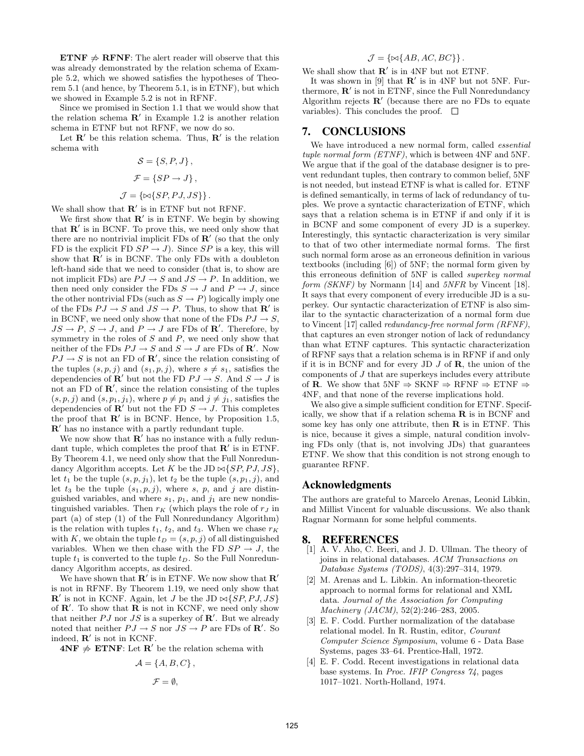**ETNF $\not\Rightarrow$ RFNF**: The alert reader will observe that this was already demonstrated by the relation schema of Example 5.2, which we showed satisfies the hypotheses of Theorem 5.1 (and hence, by Theorem 5.1, is in ETNF), but which we showed in Example 5.2 is not in RFNF.

Since we promised in Section 1.1 that we would show that the relation schema $\mathbf{R}'$ in Example 1.2 is another relation schema in ETNF but not RFNF, we now do so.

Let $\mathbf{R}'$ be this relation schema. Thus, $\mathbf{R}'$ is the relation schema with

$$\mathcal{S} = \{S, P, J\},$$

$$\mathcal{F} = \{SP \rightarrow J\},$$

$$\mathcal{J} = \{\bowtie\{SP, PJ, JS\}\}.$$

We shall show that $\mathbf{R}'$ is in ETNF but not RFNF.

We first show that $\mathbf{R}'$ is in ETNF. We begin by showing that $\mathbf{R}'$ is in BCNF. To prove this, we need only show that there are no nontrivial implicit FDs of $\mathbf{R}'$ (so that the only FD is the explicit FD $SP \rightarrow J$). Since $SP$ is a key, this will show that $\mathbf{R}'$ is in BCNF. The only FDs with a doubleton left-hand side that we need to consider (that is, to show are not implicit FDs) are $PJ \rightarrow S$ and $JS \rightarrow P$. In addition, we then need only consider the FDs $S \rightarrow J$ and $P \rightarrow J$, since the other nontrivial FDs (such as $S \rightarrow P$) logically imply one of the FDs $PJ \rightarrow S$ and $JS \rightarrow P$. Thus, to show that $\mathbf{R}'$ is in BCNF, we need only show that none of the FDs $PJ \rightarrow S$, $JS \rightarrow P$, $S \rightarrow J$, and $P \rightarrow J$ are FDs of $\mathbf{R}'$. Therefore, by symmetry in the roles of $S$ and $P$, we need only show that neither of the FDs $PJ \rightarrow S$ and $S \rightarrow J$ are FDs of $\mathbf{R}'$. Now $PJ \rightarrow S$ is not an FD of $\mathbf{R}'$, since the relation consisting of the tuples $(s, p, j)$ and $(s_1, p, j)$, where $s \neq s_1$, satisfies the dependencies of $\mathbf{R}'$ but not the FD $PJ \rightarrow S$. And $S \rightarrow J$ is not an FD of $\mathbf{R}'$, since the relation consisting of the tuples $(s, p, j)$ and $(s, p_1, j_1)$, where $p \neq p_1$ and $j \neq j_1$, satisfies the dependencies of $\mathbf{R}'$ but not the FD $S \rightarrow J$. This completes the proof that $\mathbf{R}'$ is in BCNF. Hence, by Proposition 1.5, $\mathbf{R}'$ has no instance with a partly redundant tuple.

We now show that $\mathbf{R}'$ has no instance with a fully redundant tuple, which completes the proof that $\mathbf{R}'$ is in ETNF. By Theorem 4.1, we need only show that the Full Nonredundancy Algorithm accepts. Let $K$ be the JD $\bowtie\{SP, PJ, JS\}$, let $t_1$ be the tuple $(s, p, j_1)$, let $t_2$ be the tuple $(s, p_1, j)$, and let $t_3$ be the tuple $(s_1, p, j)$, where $s$, $p$, and $j$ are distinguished variables, and where $s_1$, $p_1$, and $j_1$ are new nondistinguished variables. Then $r_K$ (which plays the role of $r_J$ in part (a) of step (1) of the Full Nonredundancy Algorithm) is the relation with tuples $t_1$, $t_2$, and $t_3$. When we chase $r_K$ with $K$, we obtain the tuple $t_D = (s, p, j)$ of all distinguished variables. When we then chase with the FD $SP \rightarrow J$, the tuple $t_1$ is converted to the tuple $t_D$. So the Full Nonredundancy Algorithm accepts, as desired.

We have shown that $\mathbf{R}'$ is in ETNF. We now show that $\mathbf{R}'$ is not in RFNF. By Theorem 1.19, we need only show that $\mathbf{R}'$ is not in KCNF. Again, let $J$ be the JD $\bowtie\{SP, PJ, JS\}$ of $\mathbf{R}'$. To show that $\mathbf{R}$ is not in KCNF, we need only show that neither $PJ$ nor $JS$ is a superkey of $\mathbf{R}'$. But we already noted that neither $PJ \rightarrow S$ nor $JS \rightarrow P$ are FDs of $\mathbf{R}'$. So indeed, $\mathbf{R}'$ is not in KCNF.

**4NF $\not\Rightarrow$ ETNF**: Let $\mathbf{R}'$ be the relation schema with

$$\mathcal{A} = \{A, B, C\},$$

$$\mathcal{F} = \emptyset,$$

$$\mathcal{J} = \{\bowtie\{AB, AC, BC\}\}.$$

We shall show that $\mathbf{R}'$ is in 4NF but not ETNF.

It was shown in [9] that $\mathbf{R}'$ is in 4NF but not 5NF. Furthermore, $\mathbf{R}'$ is not in ETNF, since the Full Nonredundancy Algorithm rejects $\mathbf{R}'$ (because there are no FDs to equate variables). This concludes the proof. $\square$

## 7. CONCLUSIONS

We have introduced a new normal form, called *essential tuple normal form (ETNF)*, which is between 4NF and 5NF. We argue that if the goal of the database designer is to prevent redundant tuples, then contrary to common belief, 5NF is not needed, but instead ETNF is what is called for. ETNF is defined semantically, in terms of lack of redundancy of tuples. We prove a syntactic characterization of ETNF, which says that a relation schema is in ETNF if and only if it is in BCNF and some component of every JD is a superkey. Interestingly, this syntactic characterization is very similar to that of two other intermediate normal forms. The first such normal form arose as an erroneous definition in various textbooks (including [6]) of 5NF; the normal form given by this erroneous definition of 5NF is called *superkey normal form (SKNF)* by Normann [14] and *5NFR* by Vincent [18]. It says that every component of every irreducible JD is a superkey. Our syntactic characterization of ETNF is also similar to the syntactic characterization of a normal form due to Vincent [17] called *redundancy-free normal form (RFNF)*, that captures an even stronger notion of lack of redundancy than what ETNF captures. This syntactic characterization of RFNF says that a relation schema is in RFNF if and only if it is in BCNF and for every JD $J$ of $\mathbf{R}$, the union of the components of $J$ that are superkeys includes every attribute of $\mathbf{R}$. We show that 5NF $\Rightarrow$ SKNF $\Rightarrow$ RFNF $\Rightarrow$ ETNF $\Rightarrow$ 4NF, and that none of the reverse implications hold.

We also give a simple sufficient condition for ETNF. Specifically, we show that if a relation schema $\mathbf{R}$ is in BCNF and some key has only one attribute, then $\mathbf{R}$ is in ETNF. This is nice, because it gives a simple, natural condition involving FDs only (that is, not involving JDs) that guarantees ETNF. We show that this condition is not strong enough to guarantee RFNF.

## Acknowledgments

The authors are grateful to Marcelo Arenas, Leonid Libkin, and Millist Vincent for valuable discussions. We also thank Ragnar Normann for some helpful comments.

## 8. REFERENCES

[1] A. V. Aho, C. Beeri, and J. D. Ullman. The theory of joins in relational databases. *ACM Transactions on Database Systems (TODS)*, 4(3):297–314, 1979.

[2] M. Arenas and L. Libkin. An information-theoretic approach to normal forms for relational and XML data. *Journal of the Association for Computing Machinery (JACM)*, 52(2):246–283, 2005.

[3] E. F. Codd. Further normalization of the database relational model. In R. Rustin, editor, *Courant Computer Science Symposium*, volume 6 - Data Base Systems, pages 33–64. Prentice-Hall, 1972.

[4] E. F. Codd. Recent investigations in relational data base systems. In *Proc. IFIP Congress 74*, pages 1017–1021. North-Holland, 1974.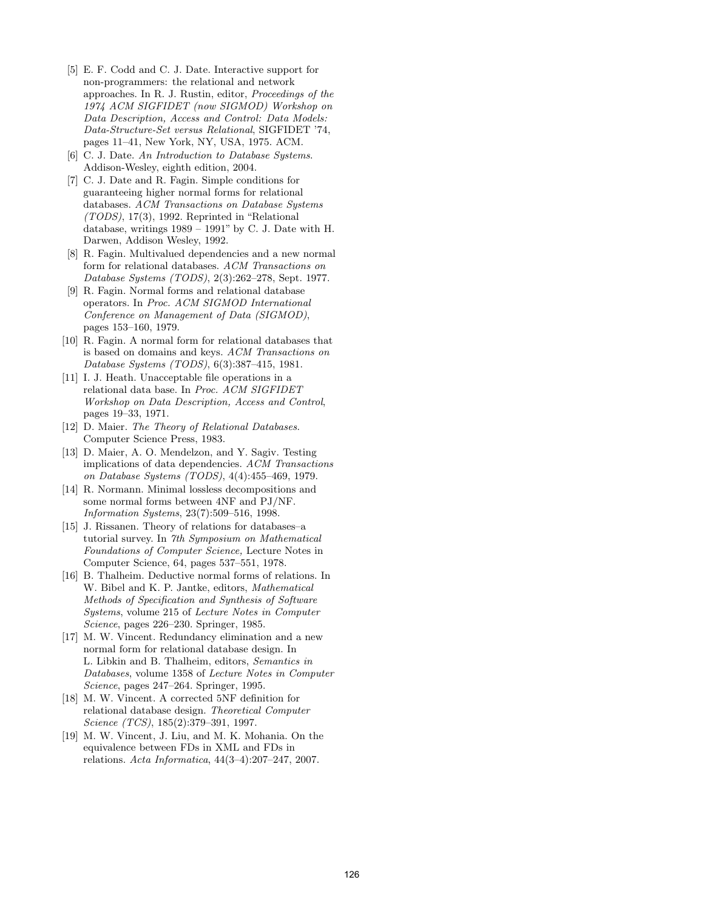[5] E. F. Codd and C. J. Date. Interactive support for non-programmers: the relational and network approaches. In R. J. Rustin, editor, *Proceedings of the 1974 ACM SIGFIDET (now SIGMOD) Workshop on Data Description, Access and Control: Data Models: Data-Structure-Set versus Relational*, SIGFIDET '74, pages 11–41, New York, NY, USA, 1975. ACM.

[6] C. J. Date. *An Introduction to Database Systems*. Addison-Wesley, eighth edition, 2004.

[7] C. J. Date and R. Fagin. Simple conditions for guaranteeing higher normal forms for relational databases. *ACM Transactions on Database Systems (TODS)*, 17(3), 1992. Reprinted in "Relational database, writings 1989 – 1991" by C. J. Date with H. Darwen, Addison Wesley, 1992.

[8] R. Fagin. Multivalued dependencies and a new normal form for relational databases. *ACM Transactions on Database Systems (TODS)*, 2(3):262–278, Sept. 1977.

[9] R. Fagin. Normal forms and relational database operators. In *Proc. ACM SIGMOD International Conference on Management of Data (SIGMOD)*, pages 153–160, 1979.

[10] R. Fagin. A normal form for relational databases that is based on domains and keys. *ACM Transactions on Database Systems (TODS)*, 6(3):387–415, 1981.

[11] I. J. Heath. Unacceptable file operations in a relational data base. In *Proc. ACM SIGFIDET Workshop on Data Description, Access and Control*, pages 19–33, 1971.

[12] D. Maier. *The Theory of Relational Databases*. Computer Science Press, 1983.

[13] D. Maier, A. O. Mendelzon, and Y. Sagiv. Testing implications of data dependencies. *ACM Transactions on Database Systems (TODS)*, 4(4):455–469, 1979.

[14] R. Normann. Minimal lossless decompositions and some normal forms between 4NF and PJ/NF. *Information Systems*, 23(7):509–516, 1998.

[15] J. Rissanen. Theory of relations for databases–a tutorial survey. In *7th Symposium on Mathematical Foundations of Computer Science,* Lecture Notes in Computer Science, 64, pages 537–551, 1978.

[16] B. Thalheim. Deductive normal forms of relations. In W. Bibel and K. P. Jantke, editors, *Mathematical Methods of Specification and Synthesis of Software Systems*, volume 215 of *Lecture Notes in Computer Science*, pages 226–230. Springer, 1985.

[17] M. W. Vincent. Redundancy elimination and a new normal form for relational database design. In L. Libkin and B. Thalheim, editors, *Semantics in Databases*, volume 1358 of *Lecture Notes in Computer Science*, pages 247–264. Springer, 1995.

[18] M. W. Vincent. A corrected 5NF definition for relational database design. *Theoretical Computer Science (TCS)*, 185(2):379–391, 1997.

[19] M. W. Vincent, J. Liu, and M. K. Mohania. On the equivalence between FDs in XML and FDs in relations. *Acta Informatica*, 44(3–4):207–247, 2007.